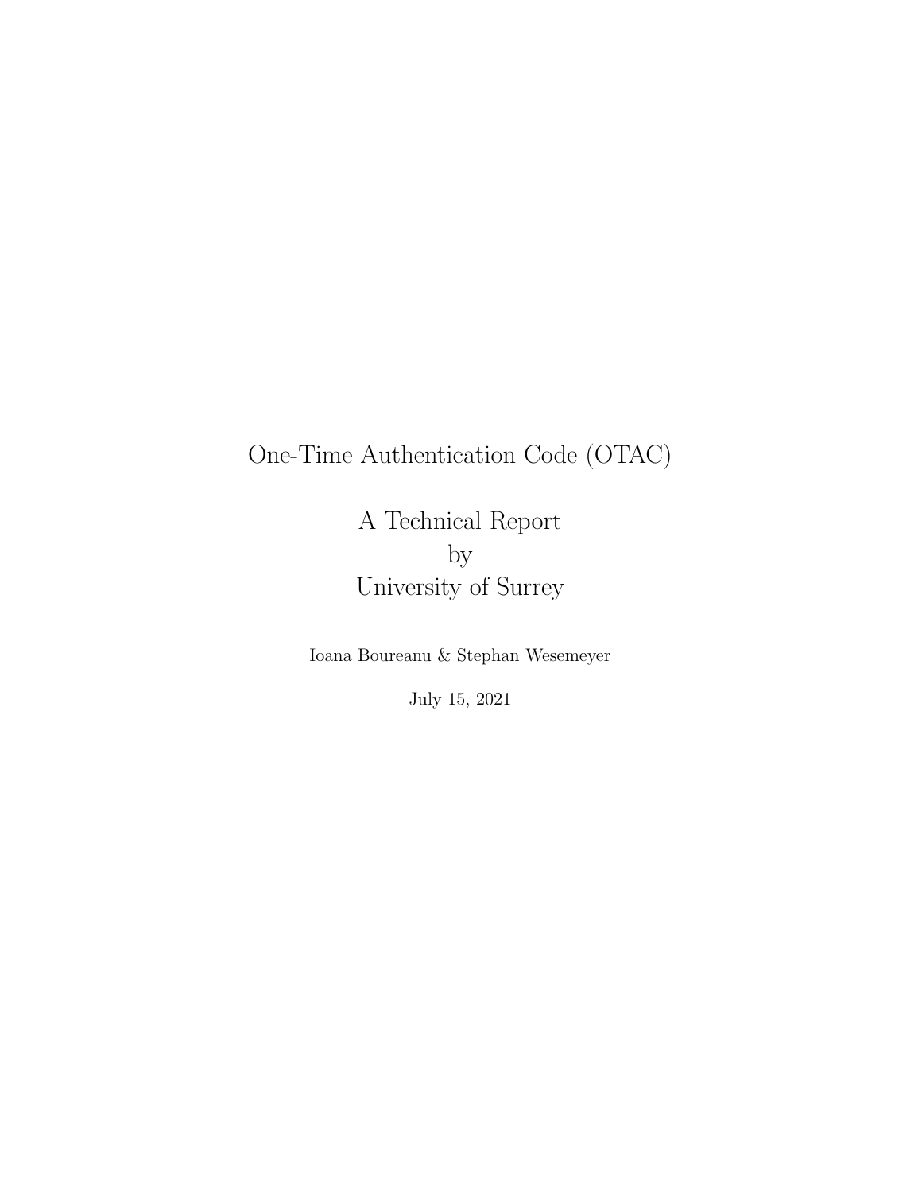# One-Time Authentication Code (OTAC)

## A Technical Report
## by
## University of Surrey

Ioana Boureanu & Stephan Wesemeyer

July 15, 2021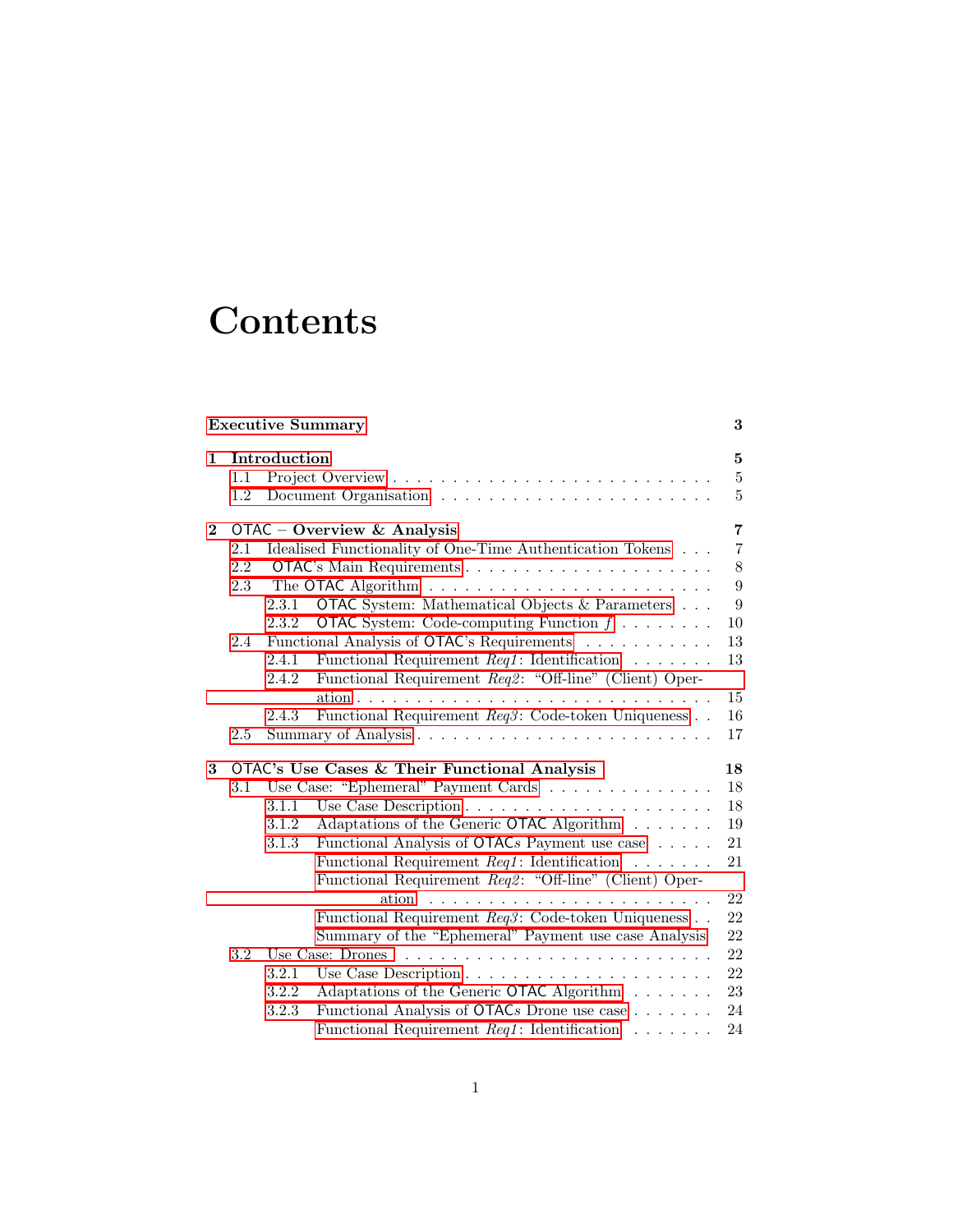# Contents

**Executive Summary** **3**

**1 Introduction** **5**
- 1.1 Project Overview . . . . . . . . . . . . . . . . . . . . . . . . . . 5
- 1.2 Document Organisation . . . . . . . . . . . . . . . . . . . . . . . 5

**2 OTAC – Overview & Analysis** **7**
- 2.1 Idealised Functionality of One-Time Authentication Tokens . . . 7
- 2.2 OTAC's Main Requirements . . . . . . . . . . . . . . . . . . . . . 8
- 2.3 The OTAC Algorithm . . . . . . . . . . . . . . . . . . . . . . . . 9
  - 2.3.1 OTAC System: Mathematical Objects & Parameters . . . 9
  - 2.3.2 OTAC System: Code-computing Function $f$ . . . . . . . . 10
- 2.4 Functional Analysis of OTAC's Requirements . . . . . . . . . . . 13
  - 2.4.1 Functional Requirement *Req1*: Identification . . . . . . . 13
  - 2.4.2 Functional Requirement *Req2*: "Off-line" (Client) Operation . . . . . . . . . . . . . . . . . . . . . . . . . . . . . 15
  - 2.4.3 Functional Requirement *Req3*: Code-token Uniqueness . . 16
- 2.5 Summary of Analysis . . . . . . . . . . . . . . . . . . . . . . . . 17

**3 OTAC's Use Cases & Their Functional Analysis** **18**
- 3.1 Use Case: "Ephemeral" Payment Cards . . . . . . . . . . . . . . 18
  - 3.1.1 Use Case Description . . . . . . . . . . . . . . . . . . . . 18
  - 3.1.2 Adaptations of the Generic OTAC Algorithm . . . . . . . 19
  - 3.1.3 Functional Analysis of OTAC*s* Payment use case . . . . . 21
    - Functional Requirement *Req1*: Identification . . . . . . . 21
    - Functional Requirement *Req2*: "Off-line" (Client) Operation . . . . . . . . . . . . . . . . . . . . . . . . . 22
    - Functional Requirement *Req3*: Code-token Uniqueness . . 22
    - Summary of the "Ephemeral" Payment use case Analysis 22
- 3.2 Use Case: Drones . . . . . . . . . . . . . . . . . . . . . . . . . . 22
  - 3.2.1 Use Case Description . . . . . . . . . . . . . . . . . . . . 22
  - 3.2.2 Adaptations of the Generic OTAC Algorithm . . . . . . . 23
  - 3.2.3 Functional Analysis of OTAC*s* Drone use case . . . . . . . 24
    - Functional Requirement *Req1*: Identification . . . . . . . 24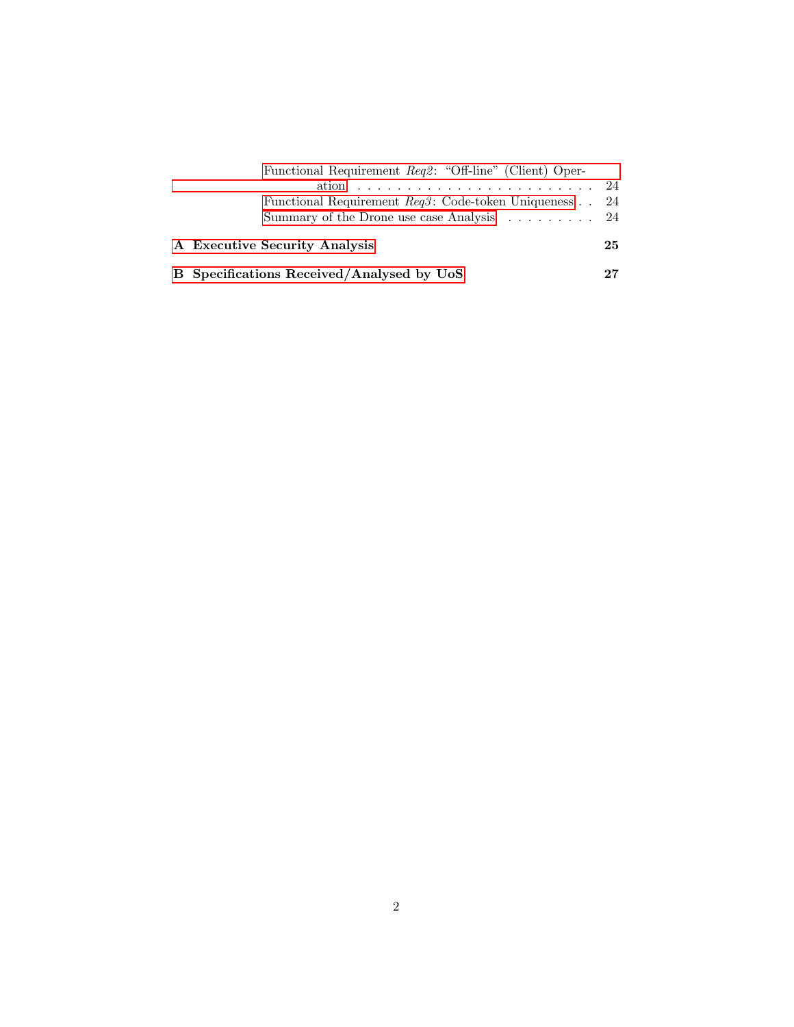Functional Requirement *Req2*: "Off-line" (Client) Operation . . . . . . . . . . . . . . . . . . . . . . . . 24

Functional Requirement *Req3*: Code-token Uniqueness . . 24

Summary of the Drone use case Analysis . . . . . . . . . . 24

**A Executive Security Analysis** **25**

**B Specifications Received/Analysed by UoS** **27**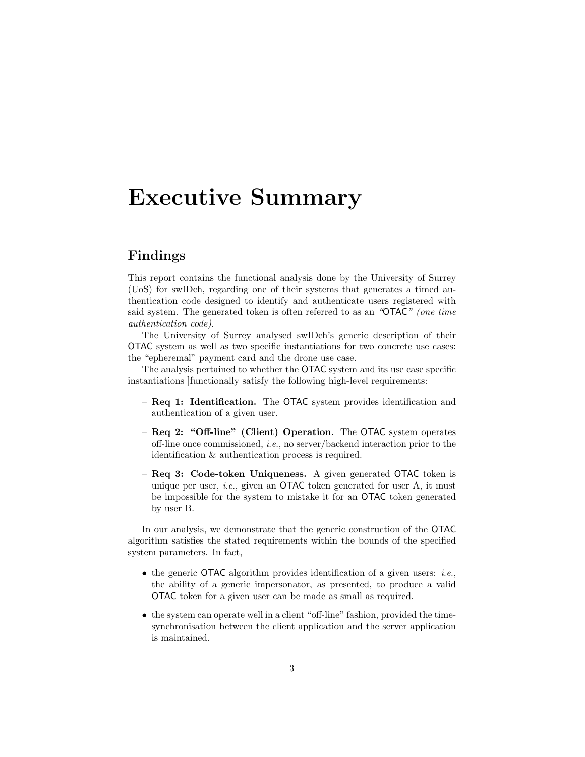# Executive Summary

## Findings

This report contains the functional analysis done by the University of Surrey (UoS) for swIDch, regarding one of their systems that generates a timed authentication code designed to identify and authenticate users registered with said system. The generated token is often referred to as an *"OTAC" (one time authentication code)*.

The University of Surrey analysed swIDch's generic description of their OTAC system as well as two specific instantiations for two concrete use cases: the "epheremal" payment card and the drone use case.

The analysis pertained to whether the OTAC system and its use case specific instantiations ]functionally satisfy the following high-level requirements:

- **Req 1: Identification.** The OTAC system provides identification and authentication of a given user.
- **Req 2: "Off-line" (Client) Operation.** The OTAC system operates off-line once commissioned, *i.e.*, no server/backend interaction prior to the identification & authentication process is required.
- **Req 3: Code-token Uniqueness.** A given generated OTAC token is unique per user, *i.e.*, given an OTAC token generated for user A, it must be impossible for the system to mistake it for an OTAC token generated by user B.

In our analysis, we demonstrate that the generic construction of the OTAC algorithm satisfies the stated requirements within the bounds of the specified system parameters. In fact,

- the generic OTAC algorithm provides identification of a given users: *i.e.*, the ability of a generic impersonator, as presented, to produce a valid OTAC token for a given user can be made as small as required.
- the system can operate well in a client "off-line" fashion, provided the time-synchronisation between the client application and the server application is maintained.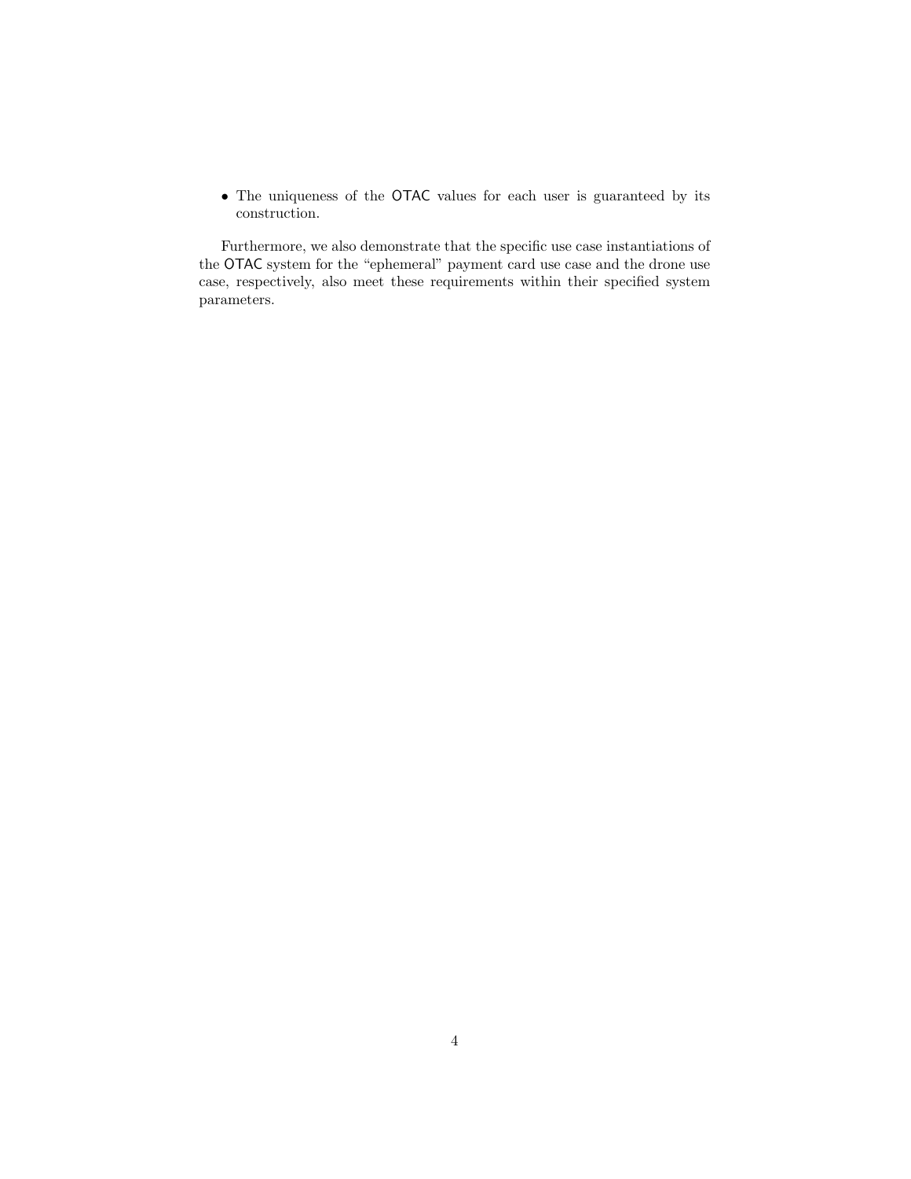- The uniqueness of the OTAC values for each user is guaranteed by its construction.

Furthermore, we also demonstrate that the specific use case instantiations of the OTAC system for the "ephemeral" payment card use case and the drone use case, respectively, also meet these requirements within their specified system parameters.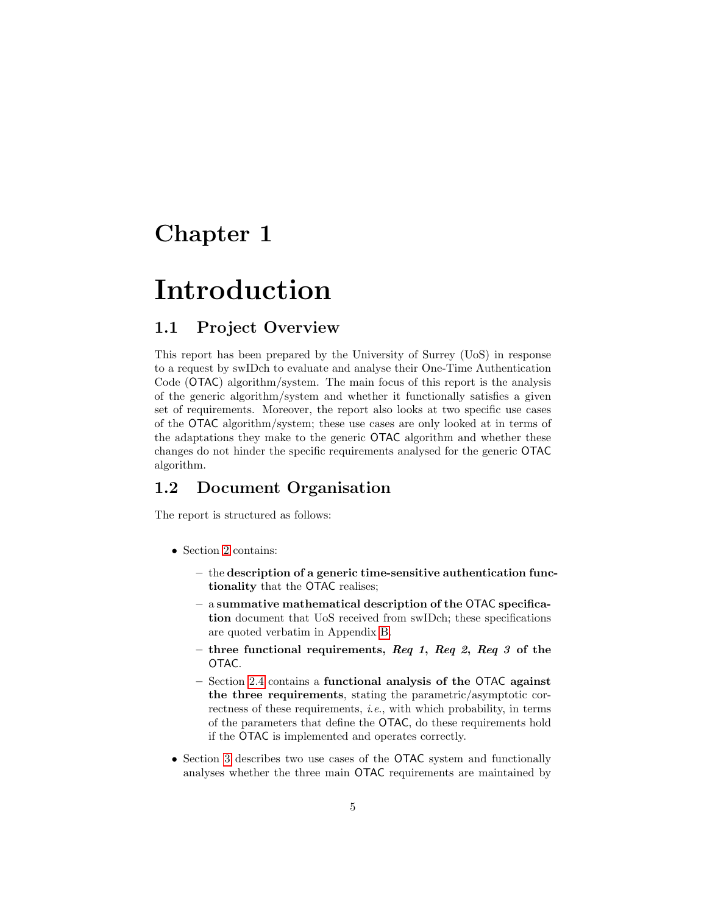# Chapter 1

# Introduction

## 1.1 Project Overview

This report has been prepared by the University of Surrey (UoS) in response to a request by swIDch to evaluate and analyse their One-Time Authentication Code (OTAC) algorithm/system. The main focus of this report is the analysis of the generic algorithm/system and whether it functionally satisfies a given set of requirements. Moreover, the report also looks at two specific use cases of the OTAC algorithm/system; these use cases are only looked at in terms of the adaptations they make to the generic OTAC algorithm and whether these changes do not hinder the specific requirements analysed for the generic OTAC algorithm.

## 1.2 Document Organisation

The report is structured as follows:

- Section 2 contains:
  - the **description of a generic time-sensitive authentication functionality** that the OTAC realises;
  - a **summative mathematical description of the OTAC specification** document that UoS received from swIDch; these specifications are quoted verbatim in Appendix B.
  - **three functional requirements, *Req 1*, *Req 2*, *Req 3* of the OTAC.**
  - Section 2.4 contains a **functional analysis of the OTAC against the three requirements**, stating the parametric/asymptotic correctness of these requirements, *i.e.*, with which probability, in terms of the parameters that define the OTAC, do these requirements hold if the OTAC is implemented and operates correctly.
- Section 3 describes two use cases of the OTAC system and functionally analyses whether the three main OTAC requirements are maintained by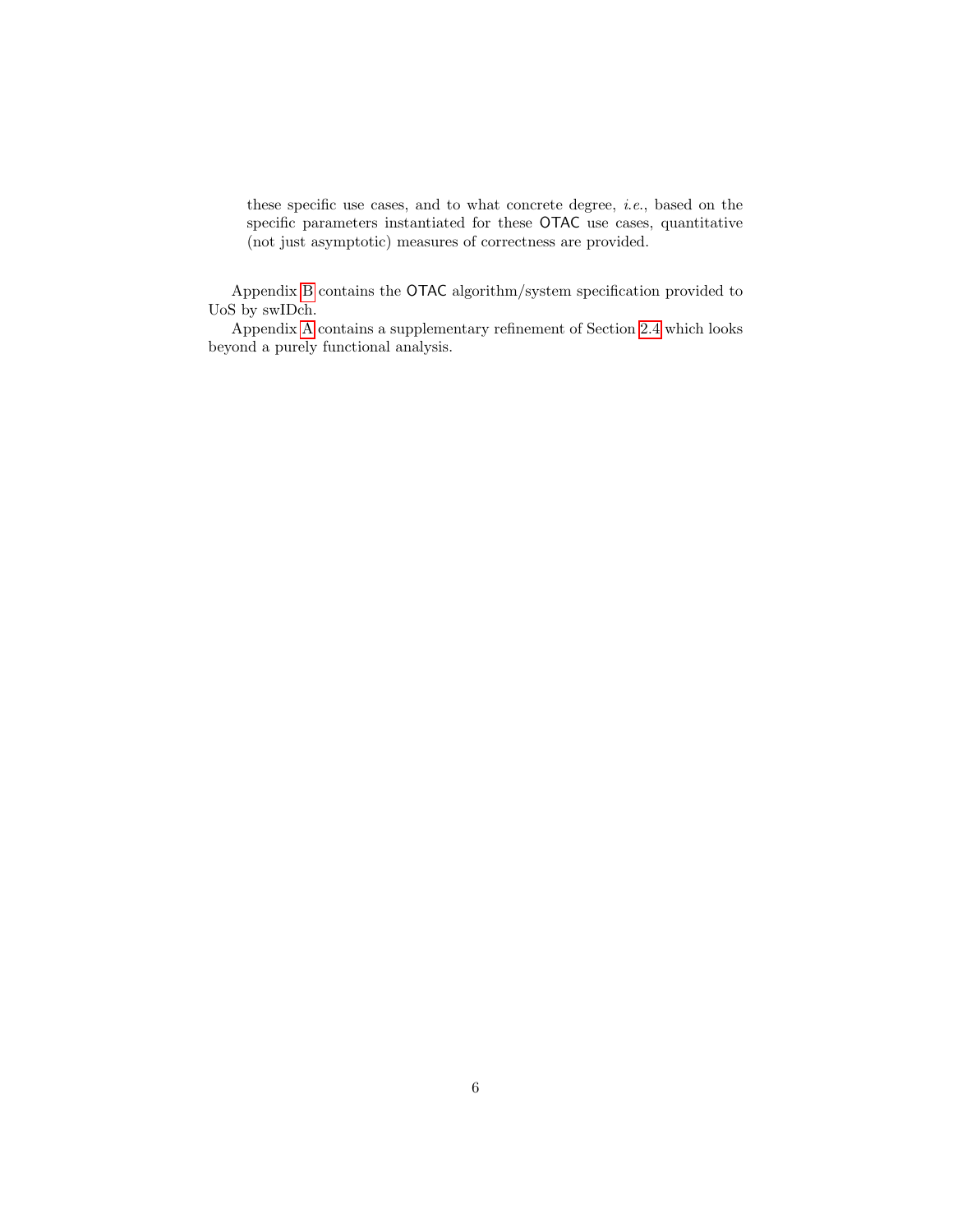these specific use cases, and to what concrete degree, *i.e.*, based on the specific parameters instantiated for these OTAC use cases, quantitative (not just asymptotic) measures of correctness are provided.

Appendix B contains the OTAC algorithm/system specification provided to UoS by swIDch.

Appendix A contains a supplementary refinement of Section 2.4 which looks beyond a purely functional analysis.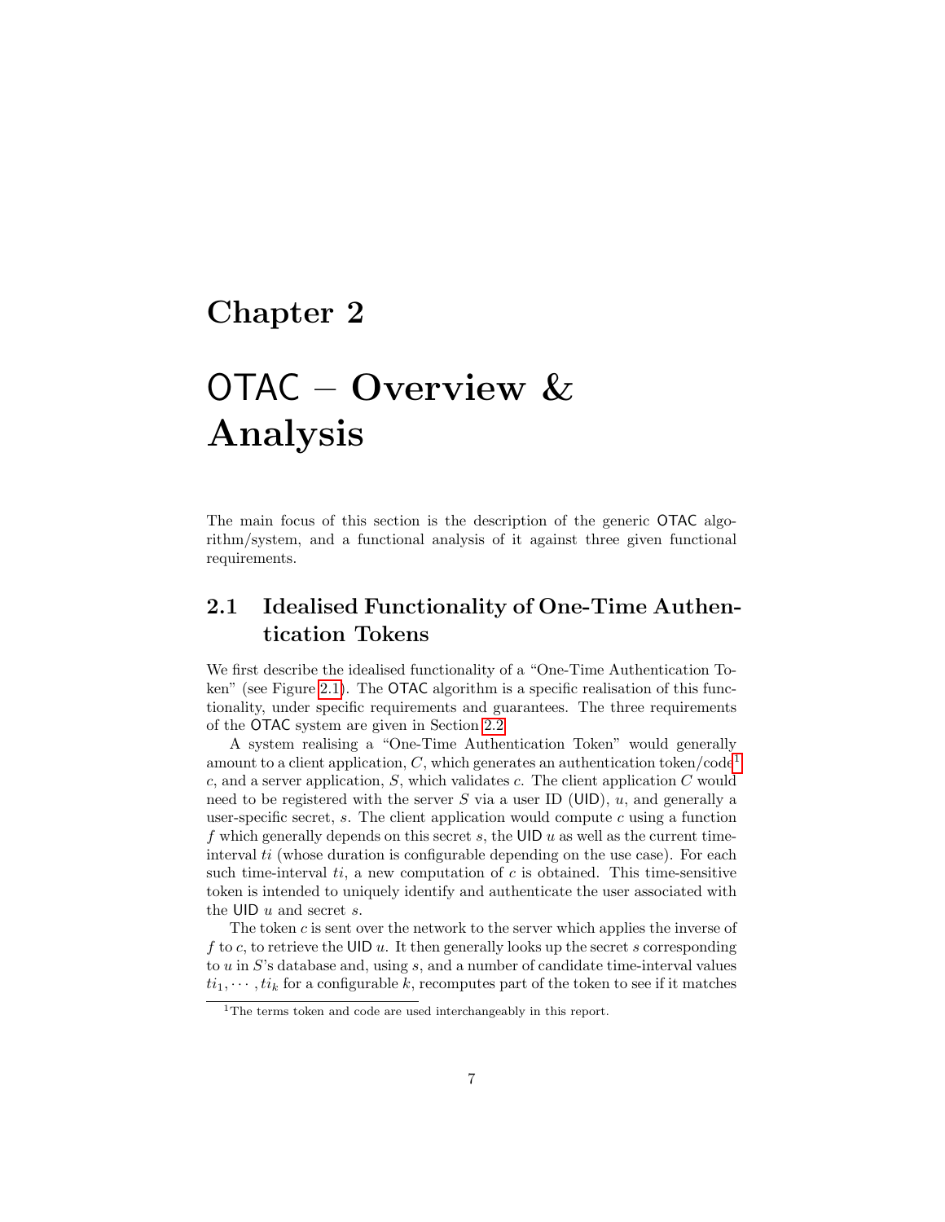# Chapter 2

# OTAC – Overview & Analysis

The main focus of this section is the description of the generic OTAC algorithm/system, and a functional analysis of it against three given functional requirements.

## 2.1 Idealised Functionality of One-Time Authentication Tokens

We first describe the idealised functionality of a "One-Time Authentication Token" (see Figure 2.1). The OTAC algorithm is a specific realisation of this functionality, under specific requirements and guarantees. The three requirements of the OTAC system are given in Section 2.2.

A system realising a "One-Time Authentication Token" would generally amount to a client application, $C$, which generates an authentication token/code[1] $c$, and a server application, $S$, which validates $c$. The client application $C$ would need to be registered with the server $S$ via a user ID (UID), $u$, and generally a user-specific secret, $s$. The client application would compute $c$ using a function $f$ which generally depends on this secret $s$, the UID $u$ as well as the current time-interval $ti$ (whose duration is configurable depending on the use case). For each such time-interval $ti$, a new computation of $c$ is obtained. This time-sensitive token is intended to uniquely identify and authenticate the user associated with the UID $u$ and secret $s$.

The token $c$ is sent over the network to the server which applies the inverse of $f$ to $c$, to retrieve the UID $u$. It then generally looks up the secret $s$ corresponding to $u$ in $S$'s database and, using $s$, and a number of candidate time-interval values $ti_1, \cdots, ti_k$ for a configurable $k$, recomputes part of the token to see if it matches

[1] The terms token and code are used interchangeably in this report.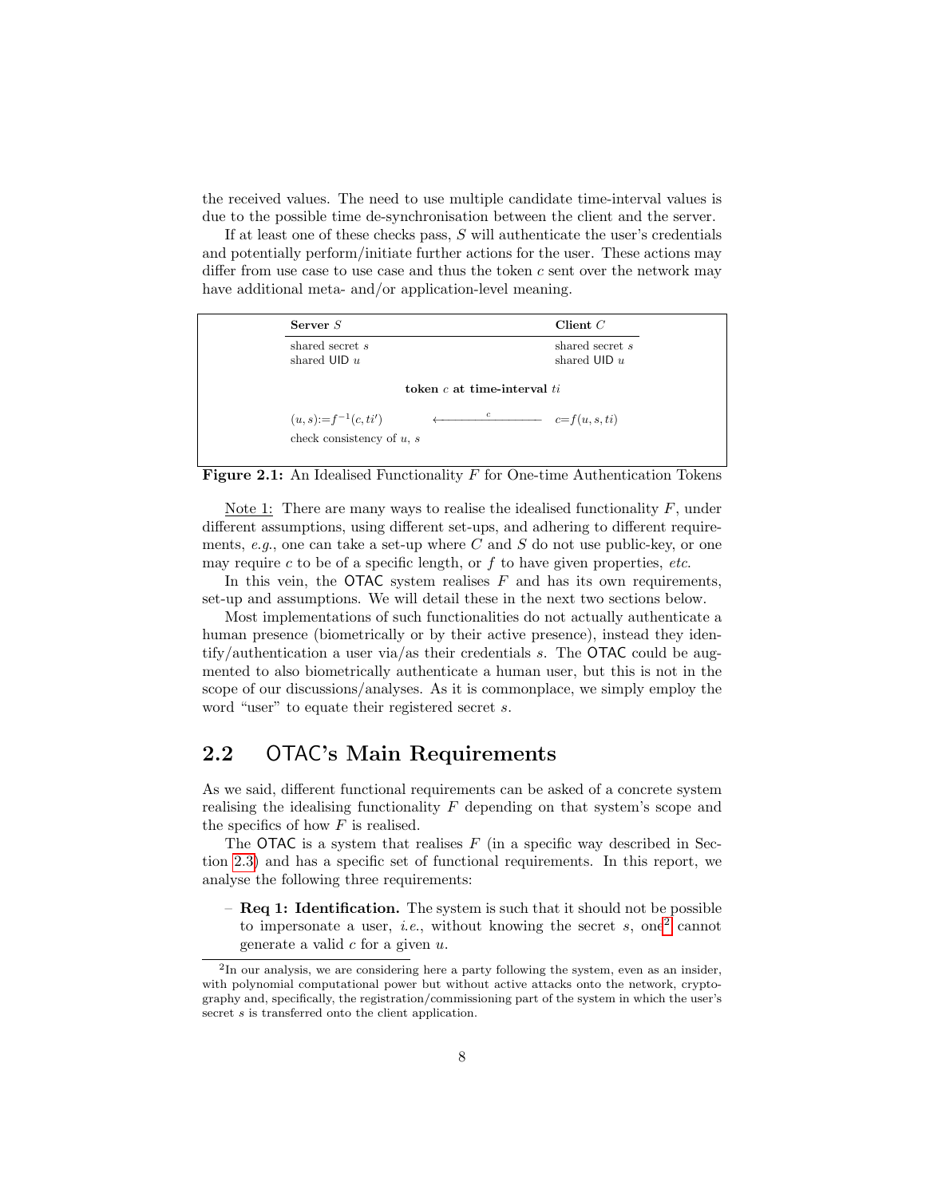the received values. The need to use multiple candidate time-interval values is due to the possible time de-synchronisation between the client and the server.

If at least one of these checks pass, $S$ will authenticate the user's credentials and potentially perform/initiate further actions for the user. These actions may differ from use case to use case and thus the token $c$ sent over the network may have additional meta- and/or application-level meaning.

| **Server** $S$ | | **Client** $C$ |
|---|---|---|
| shared secret $s$ <br> shared UID $u$ | | shared secret $s$ <br> shared UID $u$ |
| | **token** $c$ **at time-interval** $ti$ | |
| $(u,s){:=}f^{-1}(c,ti')$ | $\xleftarrow{\quad c \quad}$ | $c{=}f(u,s,ti)$ |
| check consistency of $u$, $s$ | | |

**Figure 2.1:** An Idealised Functionality $F$ for One-time Authentication Tokens

Note 1: There are many ways to realise the idealised functionality $F$, under different assumptions, using different set-ups, and adhering to different requirements, *e.g.*, one can take a set-up where $C$ and $S$ do not use public-key, or one may require $c$ to be of a specific length, or $f$ to have given properties, *etc.*

In this vein, the OTAC system realises $F$ and has its own requirements, set-up and assumptions. We will detail these in the next two sections below.

Most implementations of such functionalities do not actually authenticate a human presence (biometrically or by their active presence), instead they identify/authentication a user via/as their credentials $s$. The OTAC could be augmented to also biometrically authenticate a human user, but this is not in the scope of our discussions/analyses. As it is commonplace, we simply employ the word "user" to equate their registered secret $s$.

## 2.2 OTAC's Main Requirements

As we said, different functional requirements can be asked of a concrete system realising the idealising functionality $F$ depending on that system's scope and the specifics of how $F$ is realised.

The OTAC is a system that realises $F$ (in a specific way described in Section 2.3) and has a specific set of functional requirements. In this report, we analyse the following three requirements:

– **Req 1: Identification.** The system is such that it should not be possible to impersonate a user, *i.e.*, without knowing the secret $s$, one[2] cannot generate a valid $c$ for a given $u$.

[2] In our analysis, we are considering here a party following the system, even as an insider, with polynomial computational power but without active attacks onto the network, cryptography and, specifically, the registration/commissioning part of the system in which the user's secret $s$ is transferred onto the client application.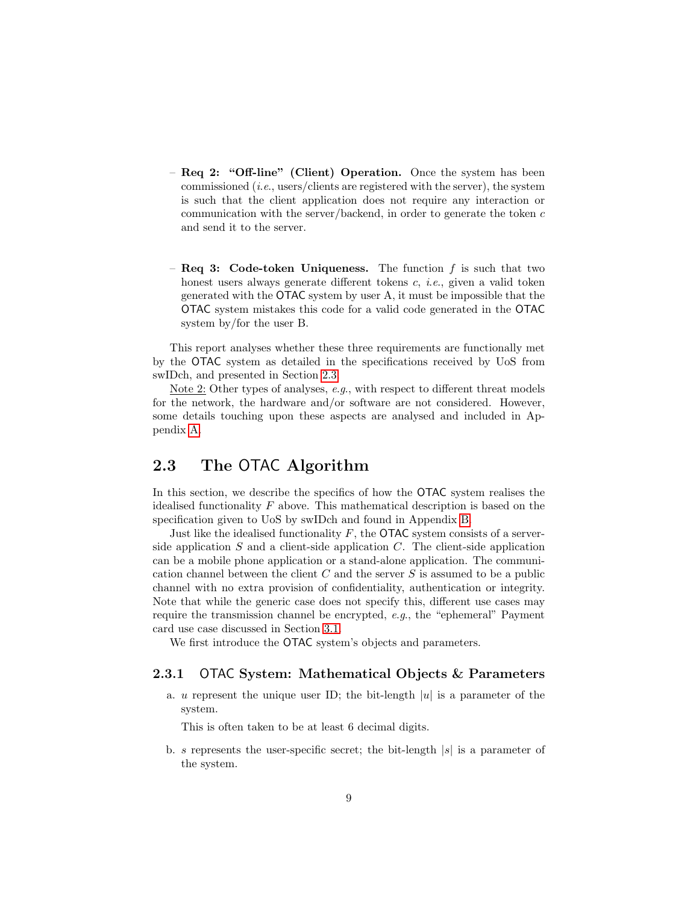– **Req 2: "Off-line" (Client) Operation.** Once the system has been commissioned (*i.e.*, users/clients are registered with the server), the system is such that the client application does not require any interaction or communication with the server/backend, in order to generate the token $c$ and send it to the server.

– **Req 3: Code-token Uniqueness.** The function $f$ is such that two honest users always generate different tokens $c$, *i.e.*, given a valid token generated with the OTAC system by user A, it must be impossible that the OTAC system mistakes this code for a valid code generated in the OTAC system by/for the user B.

This report analyses whether these three requirements are functionally met by the OTAC system as detailed in the specifications received by UoS from swIDch, and presented in Section 2.3.

Note 2: Other types of analyses, *e.g.*, with respect to different threat models for the network, the hardware and/or software are not considered. However, some details touching upon these aspects are analysed and included in Appendix A.

## 2.3 The OTAC Algorithm

In this section, we describe the specifics of how the OTAC system realises the idealised functionality $F$ above. This mathematical description is based on the specification given to UoS by swIDch and found in Appendix B.

Just like the idealised functionality $F$, the OTAC system consists of a server-side application $S$ and a client-side application $C$. The client-side application can be a mobile phone application or a stand-alone application. The communication channel between the client $C$ and the server $S$ is assumed to be a public channel with no extra provision of confidentiality, authentication or integrity. Note that while the generic case does not specify this, different use cases may require the transmission channel be encrypted, *e.g.*, the "ephemeral" Payment card use case discussed in Section 3.1.

We first introduce the OTAC system's objects and parameters.

### 2.3.1 OTAC System: Mathematical Objects & Parameters

a. $u$ represent the unique user ID; the bit-length $|u|$ is a parameter of the system.

   This is often taken to be at least 6 decimal digits.

b. $s$ represents the user-specific secret; the bit-length $|s|$ is a parameter of the system.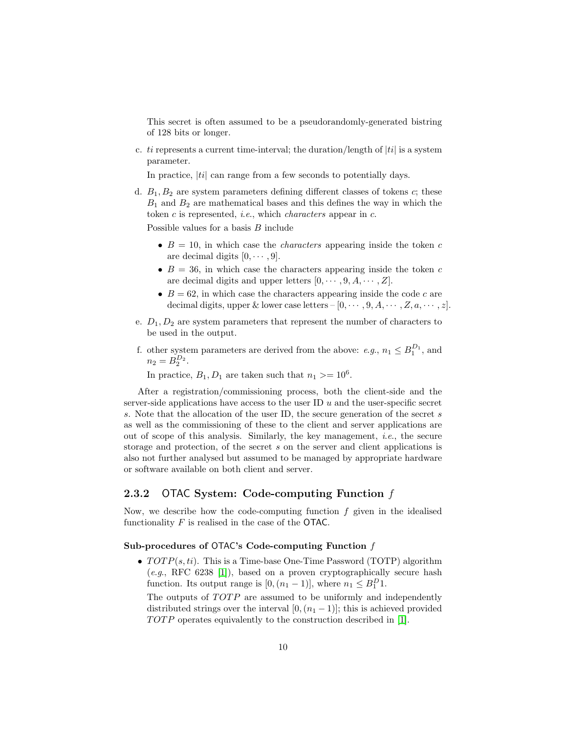This secret is often assumed to be a pseudorandomly-generated bistring of 128 bits or longer.

c. $ti$ represents a current time-interval; the duration/length of $|ti|$ is a system parameter.

   In practice, $|ti|$ can range from a few seconds to potentially days.

d. $B_1, B_2$ are system parameters defining different classes of tokens $c$; these $B_1$ and $B_2$ are mathematical bases and this defines the way in which the token $c$ is represented, *i.e.*, which *characters* appear in $c$.

   Possible values for a basis $B$ include

   - $B = 10$, in which case the *characters* appearing inside the token $c$ are decimal digits $[0, \cdots, 9]$.
   - $B = 36$, in which case the characters appearing inside the token $c$ are decimal digits and upper letters $[0, \cdots, 9, A, \cdots, Z]$.
   - $B = 62$, in which case the characters appearing inside the code $c$ are decimal digits, upper & lower case letters – $[0, \cdots, 9, A, \cdots, Z, a, \cdots, z]$.

e. $D_1, D_2$ are system parameters that represent the number of characters to be used in the output.

f. other system parameters are derived from the above: *e.g.*, $n_1 \leq B_1^{D_1}$, and $n_2 = B_2^{D_2}$.

   In practice, $B_1, D_1$ are taken such that $n_1 >= 10^6$.

After a registration/commissioning process, both the client-side and the server-side applications have access to the user ID $u$ and the user-specific secret $s$. Note that the allocation of the user ID, the secure generation of the secret $s$ as well as the commissioning of these to the client and server applications are out of scope of this analysis. Similarly, the key management, *i.e.*, the secure storage and protection, of the secret $s$ on the server and client applications is also not further analysed but assumed to be managed by appropriate hardware or software available on both client and server.

### 2.3.2 OTAC System: Code-computing Function $f$

Now, we describe how the code-computing function $f$ given in the idealised functionality $F$ is realised in the case of the OTAC.

**Sub-procedures of OTAC's Code-computing Function $f$**

- $TOTP(s, ti)$. This is a Time-base One-Time Password (TOTP) algorithm (*e.g.*, RFC 6238 [1]), based on a proven cryptographically secure hash function. Its output range is $[0, (n_1 - 1)]$, where $n_1 \leq B_1^D 1$.

  The outputs of $TOTP$ are assumed to be uniformly and independently distributed strings over the interval $[0, (n_1 - 1)]$; this is achieved provided $TOTP$ operates equivalently to the construction described in [1].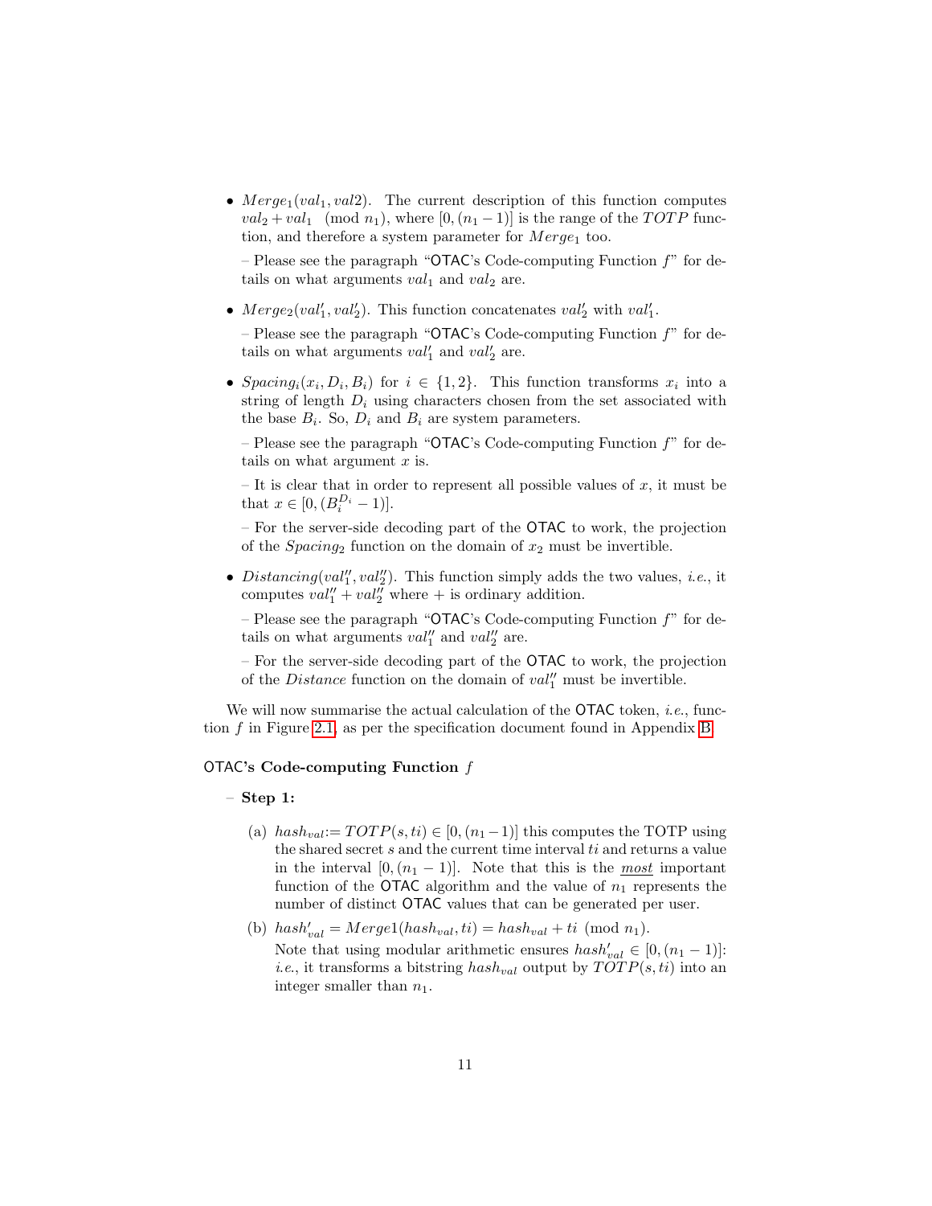- $Merge_1(val_1, val2)$. The current description of this function computes $val_2 + val_1 \pmod{n_1}$, where $[0,(n_1-1)]$ is the range of the $TOTP$ function, and therefore a system parameter for $Merge_1$ too.

  – Please see the paragraph "OTAC's Code-computing Function $f$" for details on what arguments $val_1$ and $val_2$ are.

- $Merge_2(val'_1, val'_2)$. This function concatenates $val'_2$ with $val'_1$.

  – Please see the paragraph "OTAC's Code-computing Function $f$" for details on what arguments $val'_1$ and $val'_2$ are.

- $Spacing_i(x_i, D_i, B_i)$ for $i \in \{1,2\}$. This function transforms $x_i$ into a string of length $D_i$ using characters chosen from the set associated with the base $B_i$. So, $D_i$ and $B_i$ are system parameters.

  – Please see the paragraph "OTAC's Code-computing Function $f$" for details on what argument $x$ is.

  – It is clear that in order to represent all possible values of $x$, it must be that $x \in [0,(B_i^{D_i}-1)]$.

  – For the server-side decoding part of the OTAC to work, the projection of the $Spacing_2$ function on the domain of $x_2$ must be invertible.

- $Distancing(val''_1, val''_2)$. This function simply adds the two values, *i.e.*, it computes $val''_1 + val''_2$ where $+$ is ordinary addition.

  – Please see the paragraph "OTAC's Code-computing Function $f$" for details on what arguments $val''_1$ and $val''_2$ are.

  – For the server-side decoding part of the OTAC to work, the projection of the $Distance$ function on the domain of $val''_1$ must be invertible.

We will now summarise the actual calculation of the OTAC token, *i.e.*, function $f$ in Figure 2.1, as per the specification document found in Appendix B.

**OTAC's Code-computing Function $f$**

– **Step 1:**

(a) $hash_{val} := TOTP(s, ti) \in [0,(n_1-1)]$ this computes the TOTP using the shared secret $s$ and the current time interval $ti$ and returns a value in the interval $[0,(n_1-1)]$. Note that this is the *most* important function of the OTAC algorithm and the value of $n_1$ represents the number of distinct OTAC values that can be generated per user.

(b) $hash'_{val} = Merge1(hash_{val}, ti) = hash_{val} + ti \pmod{n_1}$.
Note that using modular arithmetic ensures $hash'_{val} \in [0,(n_1-1)]$: *i.e.*, it transforms a bitstring $hash_{val}$ output by $TOTP(s, ti)$ into an integer smaller than $n_1$.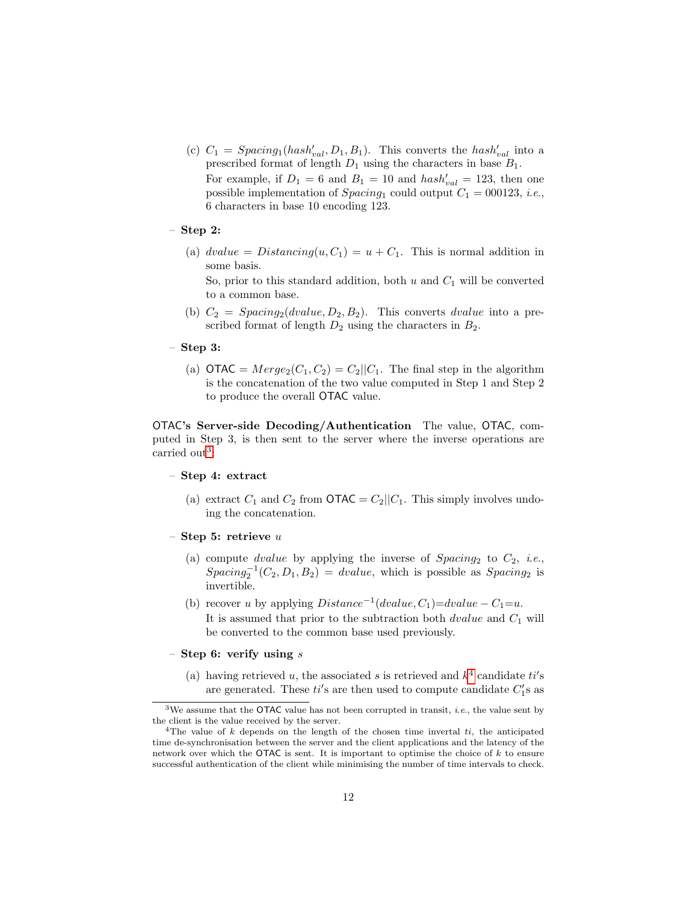(c) $C_1 = Spacing_1(hash'_{val}, D_1, B_1)$. This converts the $hash'_{val}$ into a prescribed format of length $D_1$ using the characters in base $B_1$.

For example, if $D_1 = 6$ and $B_1 = 10$ and $hash'_{val} = 123$, then one possible implementation of $Spacing_1$ could output $C_1 = 000123$, *i.e.*, 6 characters in base 10 encoding 123.

- **Step 2:**

(a) $dvalue = Distancing(u, C_1) = u + C_1$. This is normal addition in some basis.

So, prior to this standard addition, both $u$ and $C_1$ will be converted to a common base.

(b) $C_2 = Spacing_2(dvalue, D_2, B_2)$. This converts $dvalue$ into a prescribed format of length $D_2$ using the characters in $B_2$.

- **Step 3:**

(a) $\mathsf{OTAC} = Merge_2(C_1, C_2) = C_2||C_1$. The final step in the algorithm is the concatenation of the two value computed in Step 1 and Step 2 to produce the overall OTAC value.

**OTAC's Server-side Decoding/Authentication** The value, OTAC, computed in Step 3, is then sent to the server where the inverse operations are carried out[3].

- **Step 4: extract**

(a) extract $C_1$ and $C_2$ from $\mathsf{OTAC} = C_2||C_1$. This simply involves undoing the concatenation.

- **Step 5: retrieve $u$**

(a) compute $dvalue$ by applying the inverse of $Spacing_2$ to $C_2$, *i.e.*, $Spacing_2^{-1}(C_2, D_1, B_2) = dvalue$, which is possible as $Spacing_2$ is invertible.

(b) recover $u$ by applying $Distance^{-1}(dvalue, C_1){=}dvalue - C_1{=}u$.

It is assumed that prior to the subtraction both $dvalue$ and $C_1$ will be converted to the common base used previously.

- **Step 6: verify using $s$**

(a) having retrieved $u$, the associated $s$ is retrieved and $k$[4] candidate $ti'$s are generated. These $ti'$s are then used to compute candidate $C_1'$s as

---

[3] We assume that the OTAC value has not been corrupted in transit, *i.e.*, the value sent by the client is the value received by the server.

[4] The value of $k$ depends on the length of the chosen time invertal $ti$, the anticipated time de-synchronisation between the server and the client applications and the latency of the network over which the OTAC is sent. It is important to optimise the choice of $k$ to ensure successful authentication of the client while minimising the number of time intervals to check.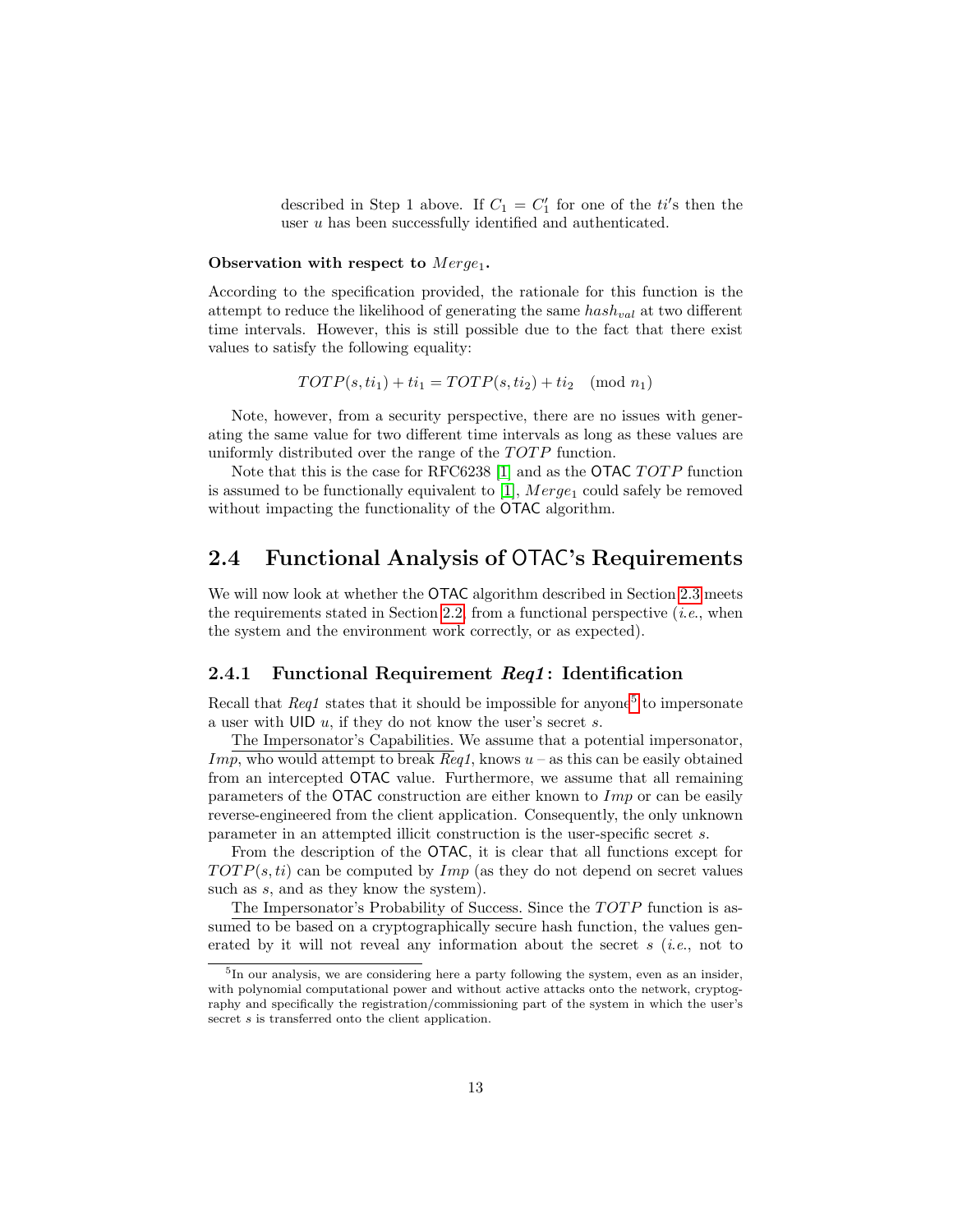described in Step 1 above. If $C_1 = C'_1$ for one of the $ti'$s then the user $u$ has been successfully identified and authenticated.

**Observation with respect to $Merge_1$.**

According to the specification provided, the rationale for this function is the attempt to reduce the likelihood of generating the same $hash_{val}$ at two different time intervals. However, this is still possible due to the fact that there exist values to satisfy the following equality:

$$TOTP(s, ti_1) + ti_1 = TOTP(s, ti_2) + ti_2 \pmod{n_1}$$

Note, however, from a security perspective, there are no issues with generating the same value for two different time intervals as long as these values are uniformly distributed over the range of the $TOTP$ function.

Note that this is the case for RFC6238 [1] and as the OTAC $TOTP$ function is assumed to be functionally equivalent to [1], $Merge_1$ could safely be removed without impacting the functionality of the OTAC algorithm.

## 2.4 Functional Analysis of OTAC's Requirements

We will now look at whether the OTAC algorithm described in Section 2.3 meets the requirements stated in Section 2.2, from a functional perspective (*i.e.*, when the system and the environment work correctly, or as expected).

### 2.4.1 Functional Requirement *Req1*: Identification

Recall that *Req1* states that it should be impossible for anyone[5] to impersonate a user with UID $u$, if they do not know the user's secret $s$.

The Impersonator's Capabilities. We assume that a potential impersonator, $Imp$, who would attempt to break *Req1*, knows $u$ – as this can be easily obtained from an intercepted OTAC value. Furthermore, we assume that all remaining parameters of the OTAC construction are either known to $Imp$ or can be easily reverse-engineered from the client application. Consequently, the only unknown parameter in an attempted illicit construction is the user-specific secret $s$.

From the description of the OTAC, it is clear that all functions except for $TOTP(s, ti)$ can be computed by $Imp$ (as they do not depend on secret values such as $s$, and as they know the system).

The Impersonator's Probability of Success. Since the $TOTP$ function is assumed to be based on a cryptographically secure hash function, the values generated by it will not reveal any information about the secret $s$ (*i.e.*, not to

[5] In our analysis, we are considering here a party following the system, even as an insider, with polynomial computational power and without active attacks onto the network, cryptography and specifically the registration/commissioning part of the system in which the user's secret $s$ is transferred onto the client application.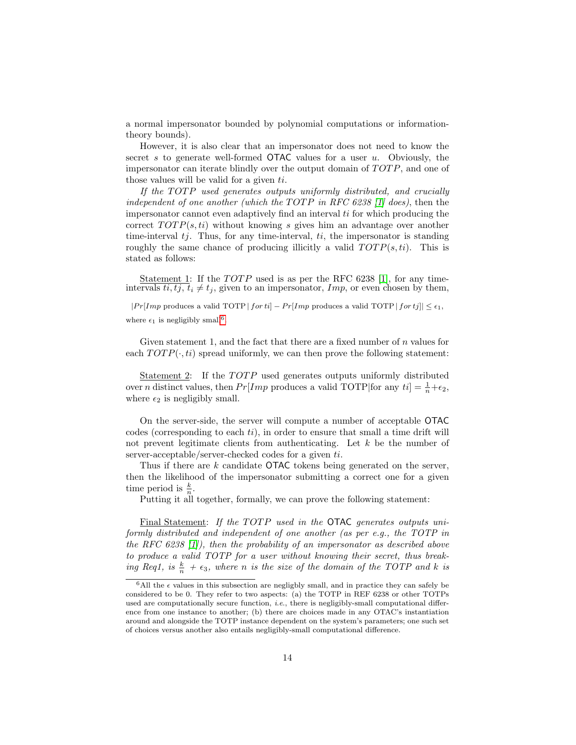a normal impersonator bounded by polynomial computations or information-theory bounds).

However, it is also clear that an impersonator does not need to know the secret $s$ to generate well-formed OTAC values for a user $u$. Obviously, the impersonator can iterate blindly over the output domain of $TOTP$, and one of those values will be valid for a given $ti$.

*If the $TOTP$ used generates outputs uniformly distributed, and crucially independent of one another (which the $TOTP$ in RFC 6238 [1] does)*, then the impersonator cannot even adaptively find an interval $ti$ for which producing the correct $TOTP(s, ti)$ without knowing $s$ gives him an advantage over another time-interval $tj$. Thus, for any time-interval, $ti$, the impersonator is standing roughly the same chance of producing illicitly a valid $TOTP(s, ti)$. This is stated as follows:

Statement 1: If the $TOTP$ used is as per the RFC 6238 [1], for any time-intervals $ti, tj$, $t_i \neq t_j$, given to an impersonator, $Imp$, or even chosen by them,

$$|Pr[Imp \text{ produces a valid TOTP} \,|\, for\, ti] - Pr[Imp \text{ produces a valid TOTP} \,|\, for\, tj]| \leq \epsilon_1,$$

where $\epsilon_1$ is negligibly small[6].

Given statement 1, and the fact that there are a fixed number of $n$ values for each $TOTP(\cdot, ti)$ spread uniformly, we can then prove the following statement:

Statement 2: If the $TOTP$ used generates outputs uniformly distributed over $n$ distinct values, then $Pr[Imp \text{ produces a valid TOTP}|\text{for any } ti] = \frac{1}{n} + \epsilon_2$, where $\epsilon_2$ is negligibly small.

On the server-side, the server will compute a number of acceptable OTAC codes (corresponding to each $ti$), in order to ensure that small a time drift will not prevent legitimate clients from authenticating. Let $k$ be the number of server-acceptable/server-checked codes for a given $ti$.

Thus if there are $k$ candidate OTAC tokens being generated on the server, then the likelihood of the impersonator submitting a correct one for a given time period is $\frac{k}{n}$.

Putting it all together, formally, we can prove the following statement:

Final Statement: *If the $TOTP$ used in the OTAC generates outputs uniformly distributed and independent of one another (as per e.g., the TOTP in the RFC 6238 [1]), then the probability of an impersonator as described above to produce a valid TOTP for a user without knowing their secret, thus breaking Req1, is $\frac{k}{n} + \epsilon_3$, where $n$ is the size of the domain of the TOTP and $k$ is*

[6] All the $\epsilon$ values in this subsection are negligbly small, and in practice they can safely be considered to be 0. They refer to two aspects: (a) the TOTP in REF 6238 or other TOTPs used are computationally secure function, *i.e.*, there is negligibly-small computational difference from one instance to another; (b) there are choices made in any OTAC's instantiation around and alongside the TOTP instance dependent on the system's parameters; one such set of choices versus another also entails negligibly-small computational difference.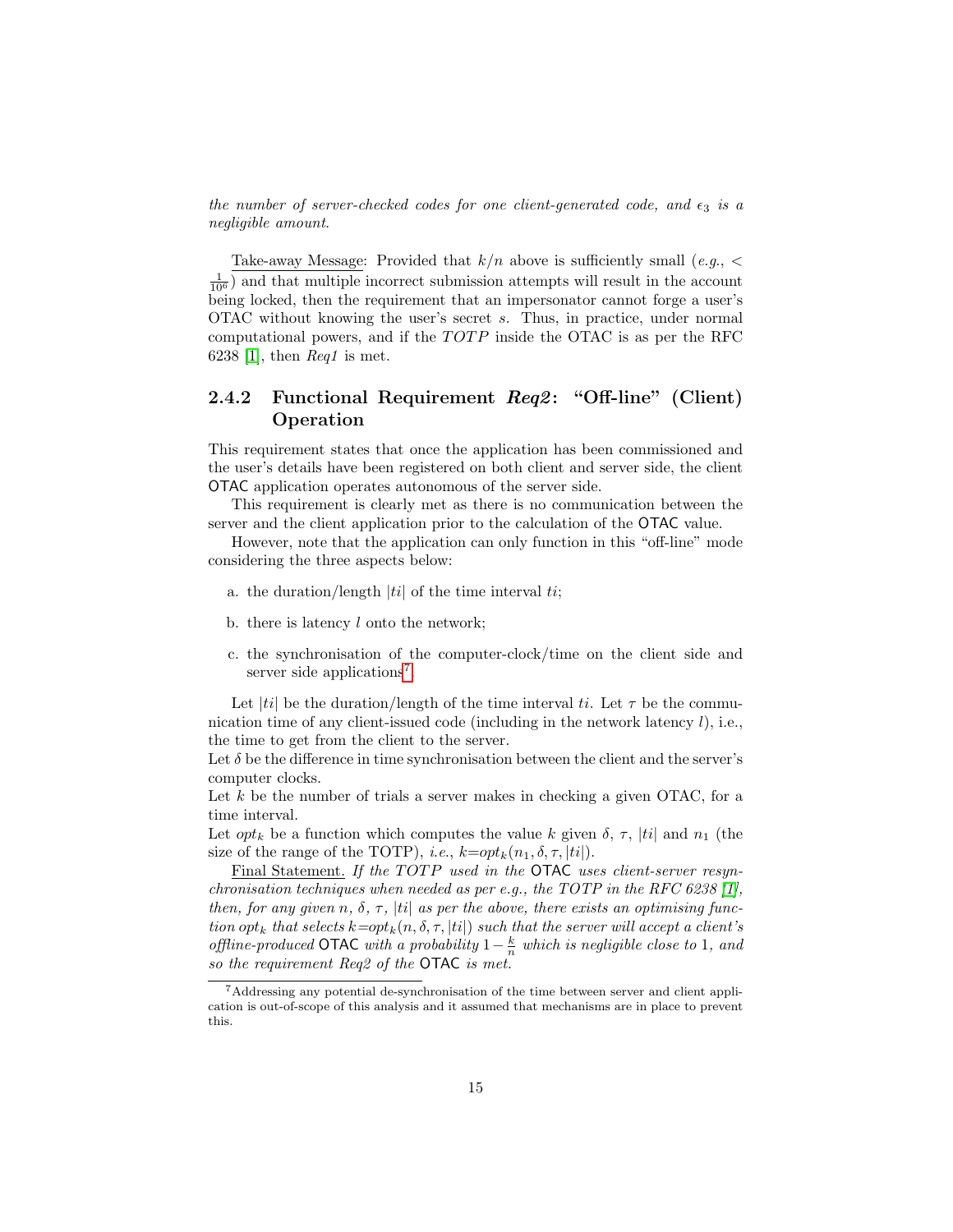*the number of server-checked codes for one client-generated code, and $\epsilon_3$ is a negligible amount.*

Take-away Message: Provided that $k/n$ above is sufficiently small (*e.g.*, $< \frac{1}{10^6}$) and that multiple incorrect submission attempts will result in the account being locked, then the requirement that an impersonator cannot forge a user's OTAC without knowing the user's secret $s$. Thus, in practice, under normal computational powers, and if the $TOTP$ inside the OTAC is as per the RFC 6238 [1], then *Req1* is met.

### 2.4.2 Functional Requirement *Req2*: "Off-line" (Client) Operation

This requirement states that once the application has been commissioned and the user's details have been registered on both client and server side, the client OTAC application operates autonomous of the server side.

This requirement is clearly met as there is no communication between the server and the client application prior to the calculation of the OTAC value.

However, note that the application can only function in this "off-line" mode considering the three aspects below:

a. the duration/length $|ti|$ of the time interval $ti$;

b. there is latency $l$ onto the network;

c. the synchronisation of the computer-clock/time on the client side and server side applications[7].

Let $|ti|$ be the duration/length of the time interval $ti$. Let $\tau$ be the communication time of any client-issued code (including in the network latency $l$), i.e., the time to get from the client to the server.

Let $\delta$ be the difference in time synchronisation between the client and the server's computer clocks.

Let $k$ be the number of trials a server makes in checking a given OTAC, for a time interval.

Let $opt_k$ be a function which computes the value $k$ given $\delta$, $\tau$, $|ti|$ and $n_1$ (the size of the range of the TOTP), *i.e.*, $k{=}opt_k(n_1, \delta, \tau, |ti|)$.

Final Statement. *If the $TOTP$ used in the* OTAC *uses client-server resynchronisation techniques when needed as per e.g., the $TOTP$ in the RFC 6238 [1], then, for any given $n$, $\delta$, $\tau$, $|ti|$ as per the above, there exists an optimising function $opt_k$ that selects $k{=}opt_k(n, \delta, \tau, |ti|)$ such that the server will accept a client's offline-produced* OTAC *with a probability $1 - \frac{k}{n}$ which is negligible close to 1, and so the requirement Req2 of the* OTAC *is met.*

[7] Addressing any potential de-synchronisation of the time between server and client application is out-of-scope of this analysis and it assumed that mechanisms are in place to prevent this.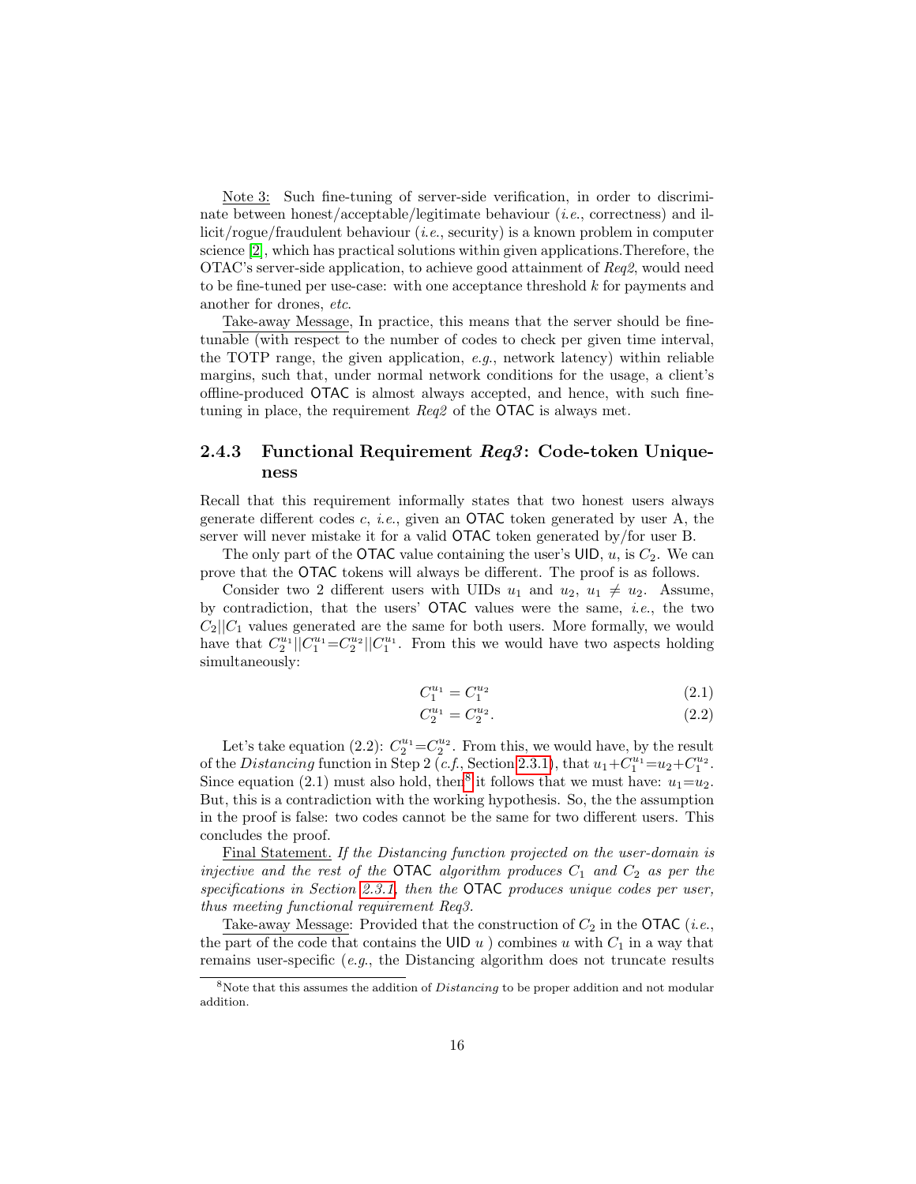Note 3: Such fine-tuning of server-side verification, in order to discriminate between honest/acceptable/legitimate behaviour (*i.e.*, correctness) and illicit/rogue/fraudulent behaviour (*i.e.*, security) is a known problem in computer science [2], which has practical solutions within given applications.Therefore, the OTAC's server-side application, to achieve good attainment of *Req2*, would need to be fine-tuned per use-case: with one acceptance threshold $k$ for payments and another for drones, *etc.*

Take-away Message, In practice, this means that the server should be fine-tunable (with respect to the number of codes to check per given time interval, the TOTP range, the given application, *e.g.*, network latency) within reliable margins, such that, under normal network conditions for the usage, a client's offline-produced OTAC is almost always accepted, and hence, with such fine-tuning in place, the requirement *Req2* of the OTAC is always met.

### 2.4.3 Functional Requirement *Req3*: Code-token Uniqueness

Recall that this requirement informally states that two honest users always generate different codes $c$, *i.e.*, given an OTAC token generated by user A, the server will never mistake it for a valid OTAC token generated by/for user B.

The only part of the OTAC value containing the user's UID, $u$, is $C_2$. We can prove that the OTAC tokens will always be different. The proof is as follows.

Consider two 2 different users with UIDs $u_1$ and $u_2$, $u_1 \neq u_2$. Assume, by contradiction, that the users' OTAC values were the same, *i.e.*, the two $C_2||C_1$ values generated are the same for both users. More formally, we would have that $C_2^{u_1}||C_1^{u_1}=C_2^{u_2}||C_1^{u_1}$. From this we would have two aspects holding simultaneously:

$$C_1^{u_1} = C_1^{u_2} \tag{2.1}$$

$$C_2^{u_1} = C_2^{u_2}. \tag{2.2}$$

Let's take equation (2.2): $C_2^{u_1}=C_2^{u_2}$. From this, we would have, by the result of the *Distancing* function in Step 2 (*c.f.*, Section 2.3.1), that $u_1+C_1^{u_1}=u_2+C_1^{u_2}$. Since equation (2.1) must also hold, then[8] it follows that we must have: $u_1=u_2$. But, this is a contradiction with the working hypothesis. So, the the assumption in the proof is false: two codes cannot be the same for two different users. This concludes the proof.

Final Statement. *If the Distancing function projected on the user-domain is injective and the rest of the* OTAC *algorithm produces* $C_1$ *and* $C_2$ *as per the specifications in Section 2.3.1, then the* OTAC *produces unique codes per user, thus meeting functional requirement Req3.*

Take-away Message: Provided that the construction of $C_2$ in the OTAC (*i.e.*, the part of the code that contains the UID $u$ ) combines $u$ with $C_1$ in a way that remains user-specific (*e.g.*, the Distancing algorithm does not truncate results

[8] Note that this assumes the addition of *Distancing* to be proper addition and not modular addition.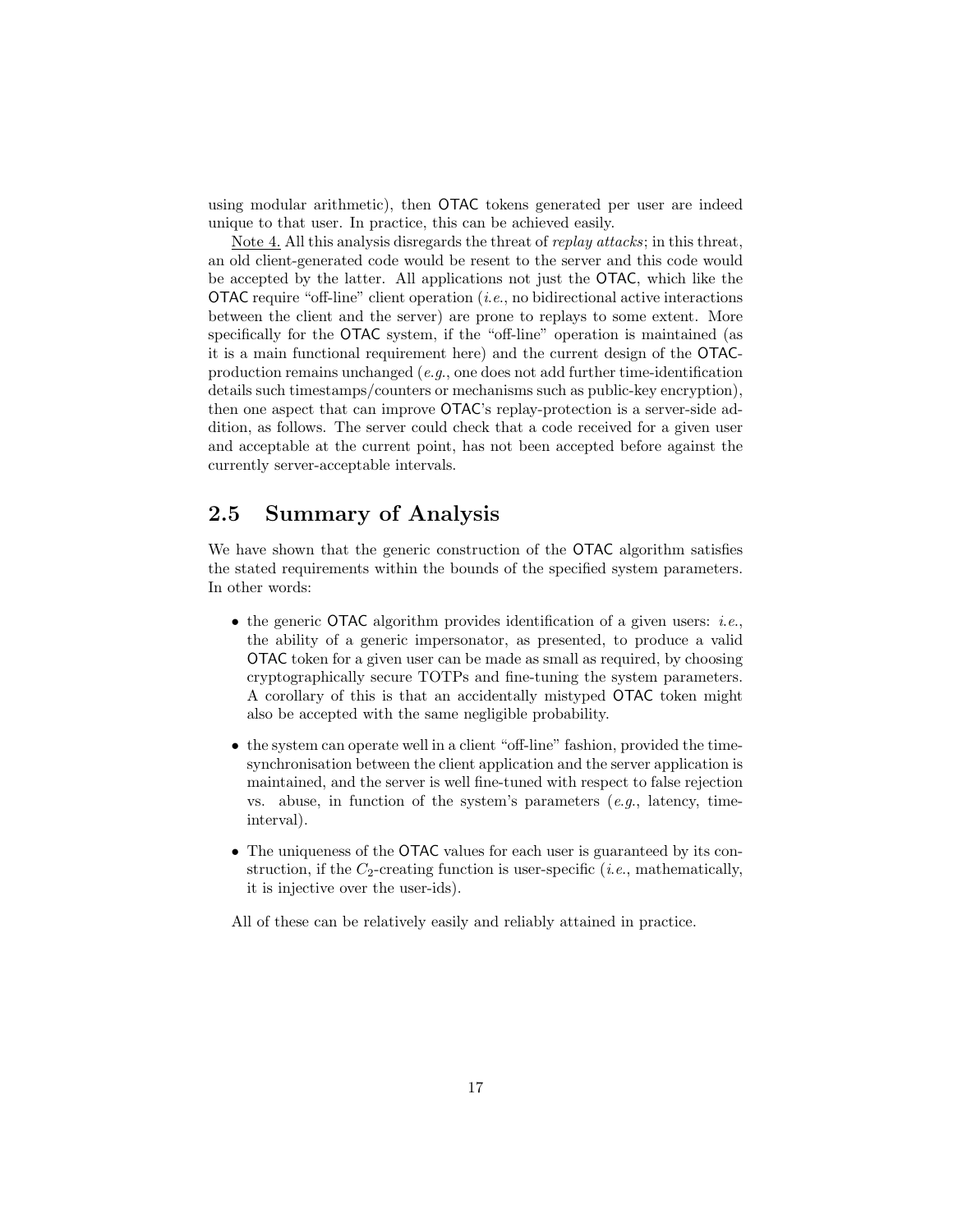using modular arithmetic), then OTAC tokens generated per user are indeed unique to that user. In practice, this can be achieved easily.

Note 4. All this analysis disregards the threat of *replay attacks*; in this threat, an old client-generated code would be resent to the server and this code would be accepted by the latter. All applications not just the OTAC, which like the OTAC require "off-line" client operation (*i.e.*, no bidirectional active interactions between the client and the server) are prone to replays to some extent. More specifically for the OTAC system, if the "off-line" operation is maintained (as it is a main functional requirement here) and the current design of the OTAC-production remains unchanged (*e.g.*, one does not add further time-identification details such timestamps/counters or mechanisms such as public-key encryption), then one aspect that can improve OTAC's replay-protection is a server-side addition, as follows. The server could check that a code received for a given user and acceptable at the current point, has not been accepted before against the currently server-acceptable intervals.

## 2.5 Summary of Analysis

We have shown that the generic construction of the OTAC algorithm satisfies the stated requirements within the bounds of the specified system parameters. In other words:

- the generic OTAC algorithm provides identification of a given users: *i.e.*, the ability of a generic impersonator, as presented, to produce a valid OTAC token for a given user can be made as small as required, by choosing cryptographically secure TOTPs and fine-tuning the system parameters. A corollary of this is that an accidentally mistyped OTAC token might also be accepted with the same negligible probability.
- the system can operate well in a client "off-line" fashion, provided the time-synchronisation between the client application and the server application is maintained, and the server is well fine-tuned with respect to false rejection vs. abuse, in function of the system's parameters (*e.g.*, latency, time-interval).
- The uniqueness of the OTAC values for each user is guaranteed by its construction, if the $C_2$-creating function is user-specific (*i.e.*, mathematically, it is injective over the user-ids).

All of these can be relatively easily and reliably attained in practice.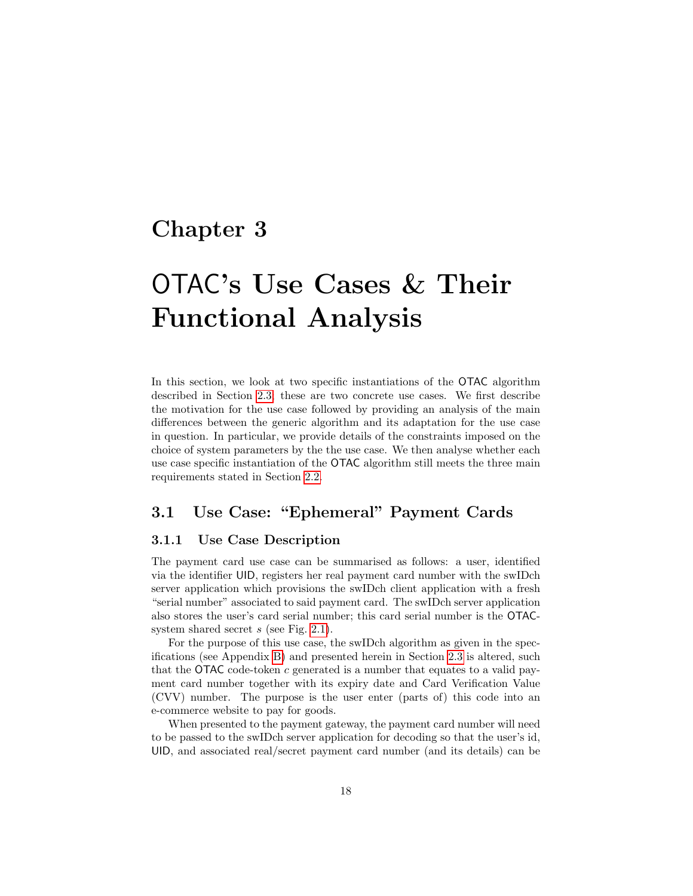# Chapter 3

# OTAC's Use Cases & Their Functional Analysis

In this section, we look at two specific instantiations of the OTAC algorithm described in Section 2.3; these are two concrete use cases. We first describe the motivation for the use case followed by providing an analysis of the main differences between the generic algorithm and its adaptation for the use case in question. In particular, we provide details of the constraints imposed on the choice of system parameters by the the use case. We then analyse whether each use case specific instantiation of the OTAC algorithm still meets the three main requirements stated in Section 2.2.

## 3.1 Use Case: "Ephemeral" Payment Cards

### 3.1.1 Use Case Description

The payment card use case can be summarised as follows: a user, identified via the identifier UID, registers her real payment card number with the swIDch server application which provisions the swIDch client application with a fresh "serial number" associated to said payment card. The swIDch server application also stores the user's card serial number; this card serial number is the OTAC-system shared secret $s$ (see Fig. 2.1).

For the purpose of this use case, the swIDch algorithm as given in the specifications (see Appendix B) and presented herein in Section 2.3 is altered, such that the OTAC code-token $c$ generated is a number that equates to a valid payment card number together with its expiry date and Card Verification Value (CVV) number. The purpose is the user enter (parts of) this code into an e-commerce website to pay for goods.

When presented to the payment gateway, the payment card number will need to be passed to the swIDch server application for decoding so that the user's id, UID, and associated real/secret payment card number (and its details) can be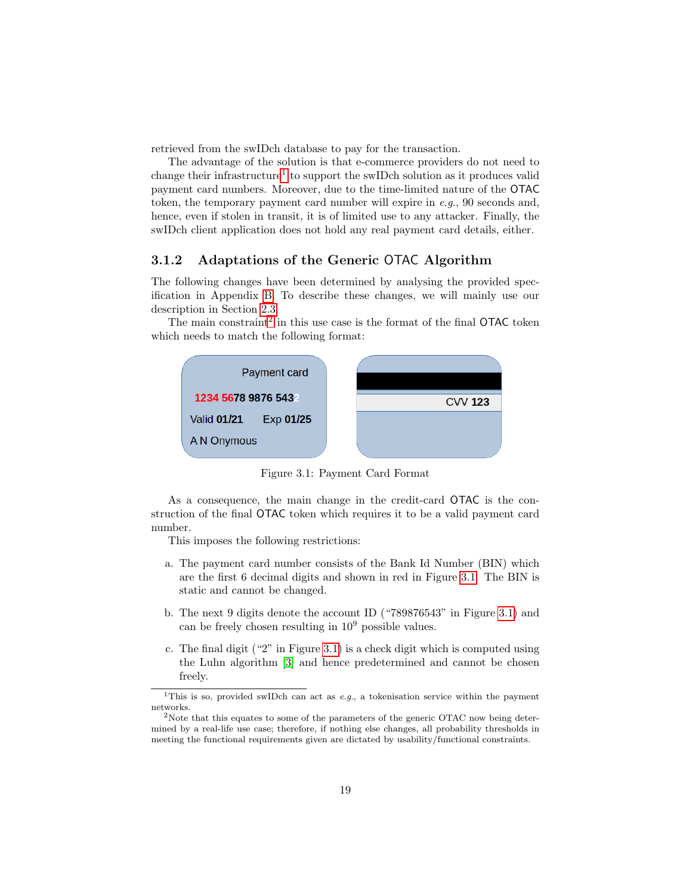retrieved from the swIDch database to pay for the transaction.

The advantage of the solution is that e-commerce providers do not need to change their infrastructure[1] to support the swIDch solution as it produces valid payment card numbers. Moreover, due to the time-limited nature of the OTAC token, the temporary payment card number will expire in *e.g.*, 90 seconds and, hence, even if stolen in transit, it is of limited use to any attacker. Finally, the swIDch client application does not hold any real payment card details, either.

### 3.1.2 Adaptations of the Generic OTAC Algorithm

The following changes have been determined by analysing the provided specification in Appendix B. To describe these changes, we will mainly use our description in Section 2.3.

The main constraint[2] in this use case is the format of the final OTAC token which needs to match the following format:

Payment card

1234 5678 9876 5432

Valid 01/21 Exp 01/25

A N Onymous

CVV 123

Figure 3.1: Payment Card Format

As a consequence, the main change in the credit-card OTAC is the construction of the final OTAC token which requires it to be a valid payment card number.

This imposes the following restrictions:

a. The payment card number consists of the Bank Id Number (BIN) which are the first 6 decimal digits and shown in red in Figure 3.1. The BIN is static and cannot be changed.

b. The next 9 digits denote the account ID ("789876543" in Figure 3.1) and can be freely chosen resulting in $10^9$ possible values.

c. The final digit ("2" in Figure 3.1) is a check digit which is computed using the Luhn algorithm [3] and hence predetermined and cannot be chosen freely.

[1] This is so, provided swIDch can act as *e.g.*, a tokenisation service within the payment networks.

[2] Note that this equates to some of the parameters of the generic OTAC now being determined by a real-life use case; therefore, if nothing else changes, all probability thresholds in meeting the functional requirements given are dictated by usability/functional constraints.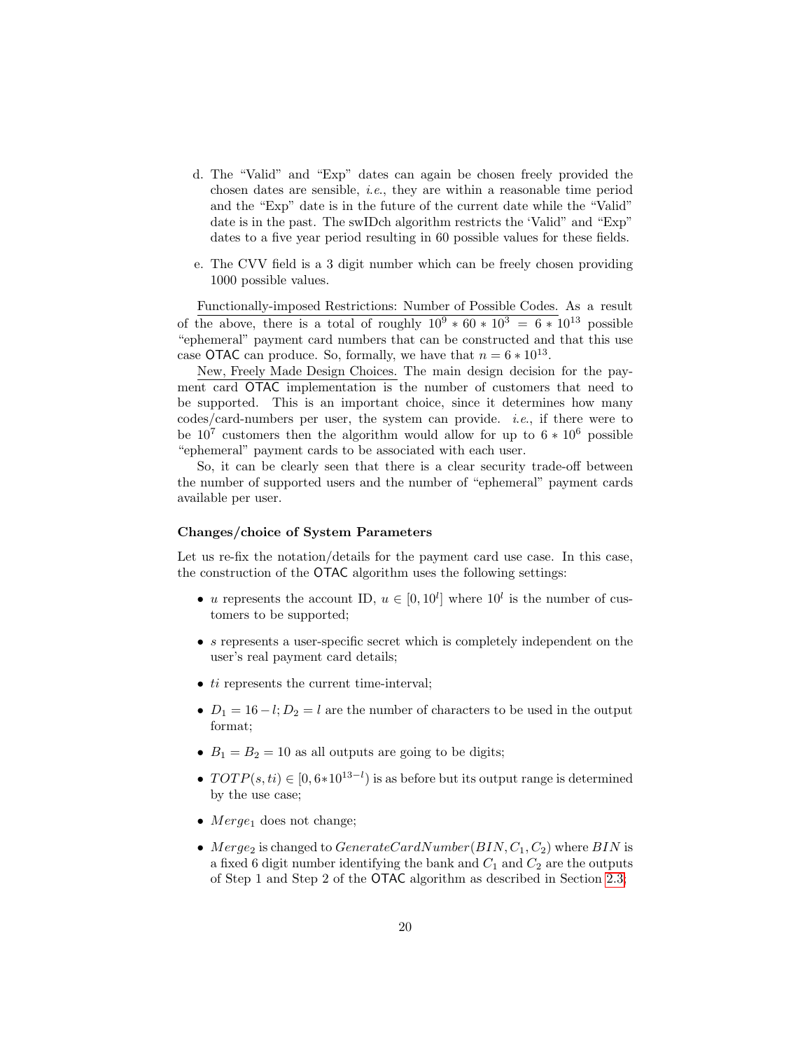d. The "Valid" and "Exp" dates can again be chosen freely provided the chosen dates are sensible, *i.e.*, they are within a reasonable time period and the "Exp" date is in the future of the current date while the "Valid" date is in the past. The swIDch algorithm restricts the 'Valid" and "Exp" dates to a five year period resulting in 60 possible values for these fields.

e. The CVV field is a 3 digit number which can be freely chosen providing 1000 possible values.

Functionally-imposed Restrictions: Number of Possible Codes. As a result of the above, there is a total of roughly $10^9 * 60 * 10^3 = 6 * 10^{13}$ possible "ephemeral" payment card numbers that can be constructed and that this use case OTAC can produce. So, formally, we have that $n = 6 * 10^{13}$.

New, Freely Made Design Choices. The main design decision for the payment card OTAC implementation is the number of customers that need to be supported. This is an important choice, since it determines how many codes/card-numbers per user, the system can provide. *i.e.*, if there were to be $10^7$ customers then the algorithm would allow for up to $6 * 10^6$ possible "ephemeral" payment cards to be associated with each user.

So, it can be clearly seen that there is a clear security trade-off between the number of supported users and the number of "ephemeral" payment cards available per user.

**Changes/choice of System Parameters**

Let us re-fix the notation/details for the payment card use case. In this case, the construction of the OTAC algorithm uses the following settings:

- $u$ represents the account ID, $u \in [0, 10^l]$ where $10^l$ is the number of customers to be supported;
- $s$ represents a user-specific secret which is completely independent on the user's real payment card details;
- $ti$ represents the current time-interval;
- $D_1 = 16 - l; D_2 = l$ are the number of characters to be used in the output format;
- $B_1 = B_2 = 10$ as all outputs are going to be digits;
- $TOTP(s, ti) \in [0, 6{*}10^{13-l})$ is as before but its output range is determined by the use case;
- $Merge_1$ does not change;
- $Merge_2$ is changed to $GenerateCardNumber(BIN, C_1, C_2)$ where $BIN$ is a fixed 6 digit number identifying the bank and $C_1$ and $C_2$ are the outputs of Step 1 and Step 2 of the OTAC algorithm as described in Section 2.3.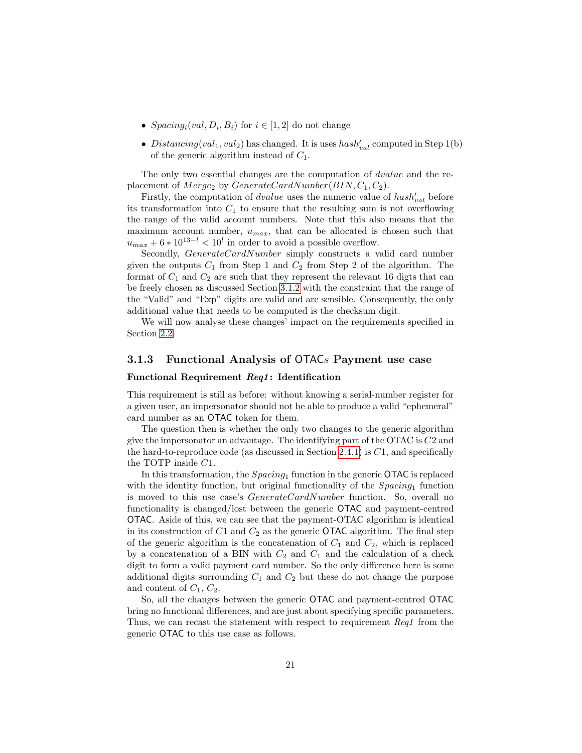- $Spacing_i(val, D_i, B_i)$ for $i \in [1, 2]$ do not change
- $Distancing(val_1, val_2)$ has changed. It is uses $hash'_{val}$ computed in Step 1(b) of the generic algorithm instead of $C_1$.

The only two essential changes are the computation of $dvalue$ and the replacement of $Merge_2$ by $GenerateCardNumber(BIN, C_1, C_2)$.

Firstly, the computation of $dvalue$ uses the numeric value of $hash'_{val}$ before its transformation into $C_1$ to ensure that the resulting sum is not overflowing the range of the valid account numbers. Note that this also means that the maximum account number, $u_{max}$, that can be allocated is chosen such that $u_{max} + 6 * 10^{13-l} < 10^l$ in order to avoid a possible overflow.

Secondly, $GenerateCardNumber$ simply constructs a valid card number given the outputs $C_1$ from Step 1 and $C_2$ from Step 2 of the algorithm. The format of $C_1$ and $C_2$ are such that they represent the relevant 16 digts that can be freely chosen as discussed Section 3.1.2 with the constraint that the range of the "Valid" and "Exp" digits are valid and are sensible. Consequently, the only additional value that needs to be computed is the checksum digit.

We will now analyse these changes' impact on the requirements specified in Section 2.2.

### 3.1.3 Functional Analysis of OTACs Payment use case

**Functional Requirement *Req1*: Identification**

This requirement is still as before: without knowing a serial-number register for a given user, an impersonator should not be able to produce a valid "ephemeral" card number as an OTAC token for them.

The question then is whether the only two changes to the generic algorithm give the impersonator an advantage. The identifying part of the OTAC is $C2$ and the hard-to-reproduce code (as discussed in Section 2.4.1) is $C1$, and specifically the TOTP inside $C1$.

In this transformation, the $Spacing_1$ function in the generic OTAC is replaced with the identity function, but original functionality of the $Spacing_1$ function is moved to this use case's $GenerateCardNumber$ function. So, overall no functionality is changed/lost between the generic OTAC and payment-centred OTAC. Aside of this, we can see that the payment-OTAC algorithm is identical in its construction of $C1$ and $C_2$ as the generic OTAC algorithm. The final step of the generic algorithm is the concatenation of $C_1$ and $C_2$, which is replaced by a concatenation of a BIN with $C_2$ and $C_1$ and the calculation of a check digit to form a valid payment card number. So the only difference here is some additional digits surrounding $C_1$ and $C_2$ but these do not change the purpose and content of $C_1$, $C_2$.

So, all the changes between the generic OTAC and payment-centred OTAC bring no functional differences, and are just about specifying specific parameters. Thus, we can recast the statement with respect to requirement *Req1* from the generic OTAC to this use case as follows.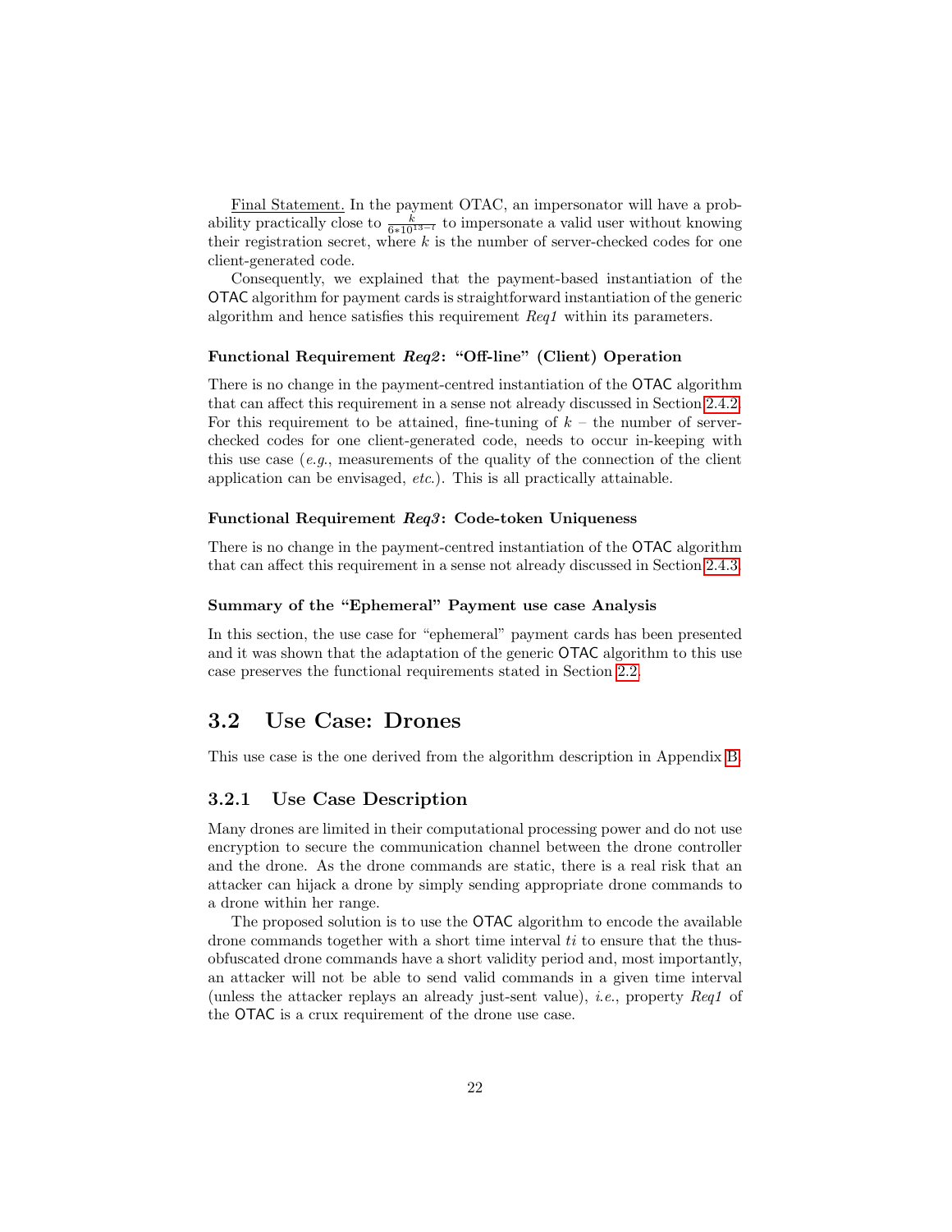Final Statement. In the payment OTAC, an impersonator will have a probability practically close to $\frac{k}{6*10^{13-t}}$ to impersonate a valid user without knowing their registration secret, where $k$ is the number of server-checked codes for one client-generated code.

Consequently, we explained that the payment-based instantiation of the OTAC algorithm for payment cards is straightforward instantiation of the generic algorithm and hence satisfies this requirement *Req1* within its parameters.

#### Functional Requirement *Req2*: "Off-line" (Client) Operation

There is no change in the payment-centred instantiation of the OTAC algorithm that can affect this requirement in a sense not already discussed in Section 2.4.2. For this requirement to be attained, fine-tuning of $k$ – the number of server-checked codes for one client-generated code, needs to occur in-keeping with this use case (*e.g.*, measurements of the quality of the connection of the client application can be envisaged, *etc.*). This is all practically attainable.

#### Functional Requirement *Req3*: Code-token Uniqueness

There is no change in the payment-centred instantiation of the OTAC algorithm that can affect this requirement in a sense not already discussed in Section 2.4.3.

#### Summary of the "Ephemeral" Payment use case Analysis

In this section, the use case for "ephemeral" payment cards has been presented and it was shown that the adaptation of the generic OTAC algorithm to this use case preserves the functional requirements stated in Section 2.2.

## 3.2 Use Case: Drones

This use case is the one derived from the algorithm description in Appendix B.

### 3.2.1 Use Case Description

Many drones are limited in their computational processing power and do not use encryption to secure the communication channel between the drone controller and the drone. As the drone commands are static, there is a real risk that an attacker can hijack a drone by simply sending appropriate drone commands to a drone within her range.

The proposed solution is to use the OTAC algorithm to encode the available drone commands together with a short time interval $ti$ to ensure that the thus-obfuscated drone commands have a short validity period and, most importantly, an attacker will not be able to send valid commands in a given time interval (unless the attacker replays an already just-sent value), *i.e.*, property *Req1* of the OTAC is a crux requirement of the drone use case.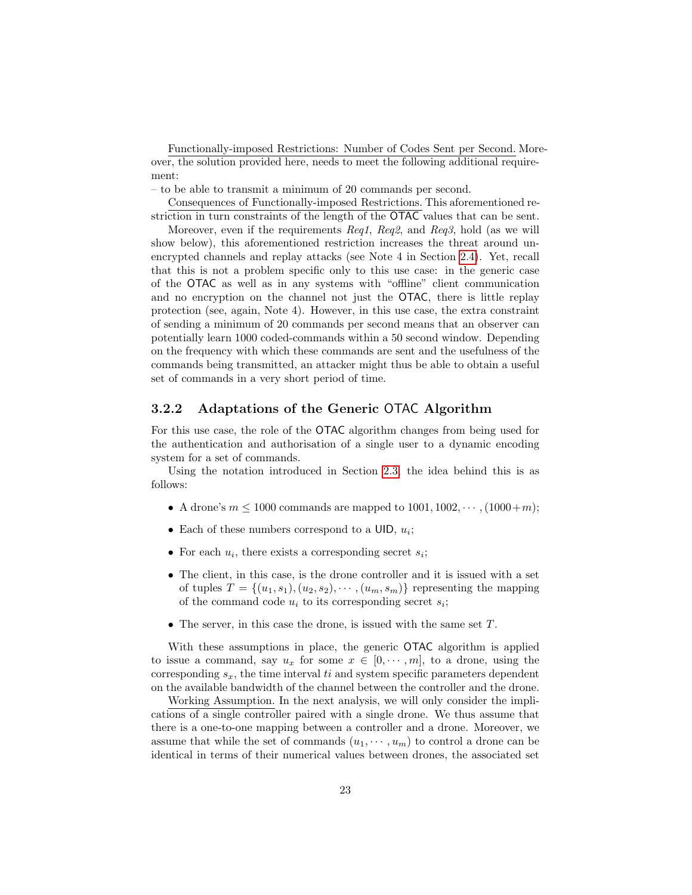Functionally-imposed Restrictions: Number of Codes Sent per Second. Moreover, the solution provided here, needs to meet the following additional requirement:

– to be able to transmit a minimum of 20 commands per second.

Consequences of Functionally-imposed Restrictions. This aforementioned restriction in turn constraints of the length of the OTAC values that can be sent.

Moreover, even if the requirements *Req1*, *Req2*, and *Req3*, hold (as we will show below), this aforementioned restriction increases the threat around unencrypted channels and replay attacks (see Note 4 in Section 2.4). Yet, recall that this is not a problem specific only to this use case: in the generic case of the OTAC as well as in any systems with "offline" client communication and no encryption on the channel not just the OTAC, there is little replay protection (see, again, Note 4). However, in this use case, the extra constraint of sending a minimum of 20 commands per second means that an observer can potentially learn 1000 coded-commands within a 50 second window. Depending on the frequency with which these commands are sent and the usefulness of the commands being transmitted, an attacker might thus be able to obtain a useful set of commands in a very short period of time.

### 3.2.2 Adaptations of the Generic OTAC Algorithm

For this use case, the role of the OTAC algorithm changes from being used for the authentication and authorisation of a single user to a dynamic encoding system for a set of commands.

Using the notation introduced in Section 2.3, the idea behind this is as follows:

- A drone's $m \leq 1000$ commands are mapped to $1001, 1002, \cdots, (1000+m)$;
- Each of these numbers correspond to a UID, $u_i$;
- For each $u_i$, there exists a corresponding secret $s_i$;
- The client, in this case, is the drone controller and it is issued with a set of tuples $T = \{(u_1, s_1), (u_2, s_2), \cdots, (u_m, s_m)\}$ representing the mapping of the command code $u_i$ to its corresponding secret $s_i$;
- The server, in this case the drone, is issued with the same set $T$.

With these assumptions in place, the generic OTAC algorithm is applied to issue a command, say $u_x$ for some $x \in [0, \cdots, m]$, to a drone, using the corresponding $s_x$, the time interval $ti$ and system specific parameters dependent on the available bandwidth of the channel between the controller and the drone.

Working Assumption. In the next analysis, we will only consider the implications of a single controller paired with a single drone. We thus assume that there is a one-to-one mapping between a controller and a drone. Moreover, we assume that while the set of commands $(u_1, \cdots, u_m)$ to control a drone can be identical in terms of their numerical values between drones, the associated set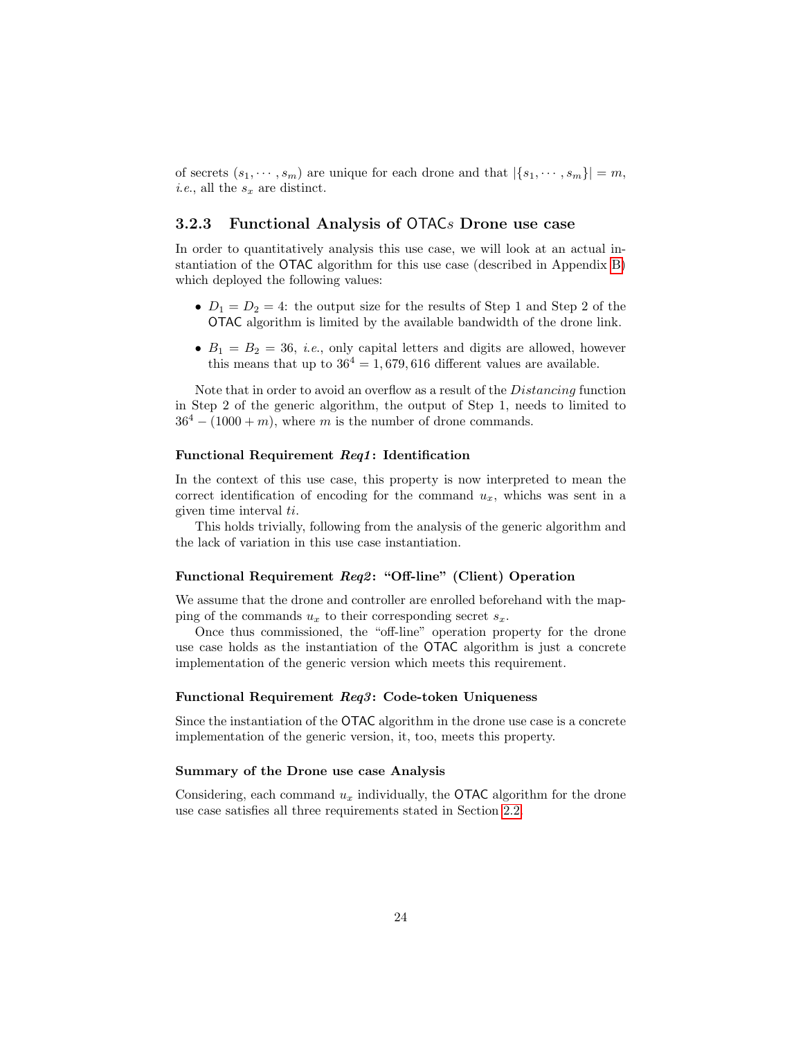of secrets $(s_1, \cdots, s_m)$ are unique for each drone and that $|\{s_1, \cdots, s_m\}| = m$, *i.e.*, all the $s_x$ are distinct.

### 3.2.3 Functional Analysis of OTAC$s$ Drone use case

In order to quantitatively analysis this use case, we will look at an actual instantiation of the OTAC algorithm for this use case (described in Appendix B) which deployed the following values:

- $D_1 = D_2 = 4$: the output size for the results of Step 1 and Step 2 of the OTAC algorithm is limited by the available bandwidth of the drone link.
- $B_1 = B_2 = 36$, *i.e.*, only capital letters and digits are allowed, however this means that up to $36^4 = 1,679,616$ different values are available.

Note that in order to avoid an overflow as a result of the *Distancing* function in Step 2 of the generic algorithm, the output of Step 1, needs to limited to $36^4 - (1000 + m)$, where $m$ is the number of drone commands.

#### Functional Requirement *Req1*: Identification

In the context of this use case, this property is now interpreted to mean the correct identification of encoding for the command $u_x$, whichs was sent in a given time interval $ti$.

This holds trivially, following from the analysis of the generic algorithm and the lack of variation in this use case instantiation.

#### Functional Requirement *Req2*: "Off-line" (Client) Operation

We assume that the drone and controller are enrolled beforehand with the mapping of the commands $u_x$ to their corresponding secret $s_x$.

Once thus commissioned, the "off-line" operation property for the drone use case holds as the instantiation of the OTAC algorithm is just a concrete implementation of the generic version which meets this requirement.

#### Functional Requirement *Req3*: Code-token Uniqueness

Since the instantiation of the OTAC algorithm in the drone use case is a concrete implementation of the generic version, it, too, meets this property.

#### Summary of the Drone use case Analysis

Considering, each command $u_x$ individually, the OTAC algorithm for the drone use case satisfies all three requirements stated in Section 2.2.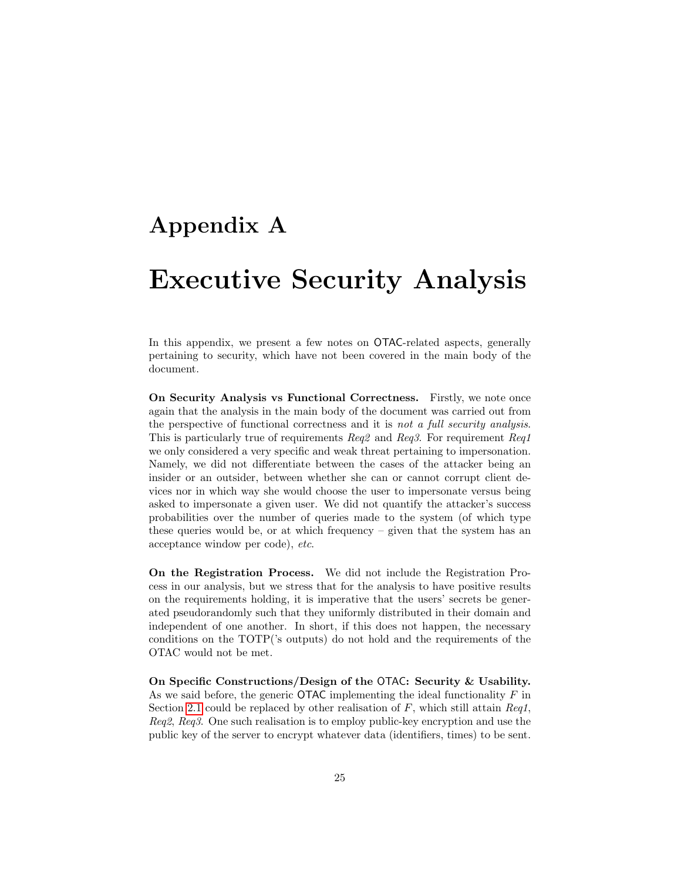# Appendix A

# Executive Security Analysis

In this appendix, we present a few notes on OTAC-related aspects, generally pertaining to security, which have not been covered in the main body of the document.

**On Security Analysis vs Functional Correctness.** Firstly, we note once again that the analysis in the main body of the document was carried out from the perspective of functional correctness and it is *not a full security analysis*. This is particularly true of requirements *Req2* and *Req3*. For requirement *Req1* we only considered a very specific and weak threat pertaining to impersonation. Namely, we did not differentiate between the cases of the attacker being an insider or an outsider, between whether she can or cannot corrupt client devices nor in which way she would choose the user to impersonate versus being asked to impersonate a given user. We did not quantify the attacker's success probabilities over the number of queries made to the system (of which type these queries would be, or at which frequency – given that the system has an acceptance window per code), *etc*.

**On the Registration Process.** We did not include the Registration Process in our analysis, but we stress that for the analysis to have positive results on the requirements holding, it is imperative that the users' secrets be generated pseudorandomly such that they uniformly distributed in their domain and independent of one another. In short, if this does not happen, the necessary conditions on the TOTP('s outputs) do not hold and the requirements of the OTAC would not be met.

**On Specific Constructions/Design of the OTAC: Security & Usability.** As we said before, the generic OTAC implementing the ideal functionality $F$ in Section 2.1 could be replaced by other realisation of $F$, which still attain *Req1*, *Req2*, *Req3*. One such realisation is to employ public-key encryption and use the public key of the server to encrypt whatever data (identifiers, times) to be sent.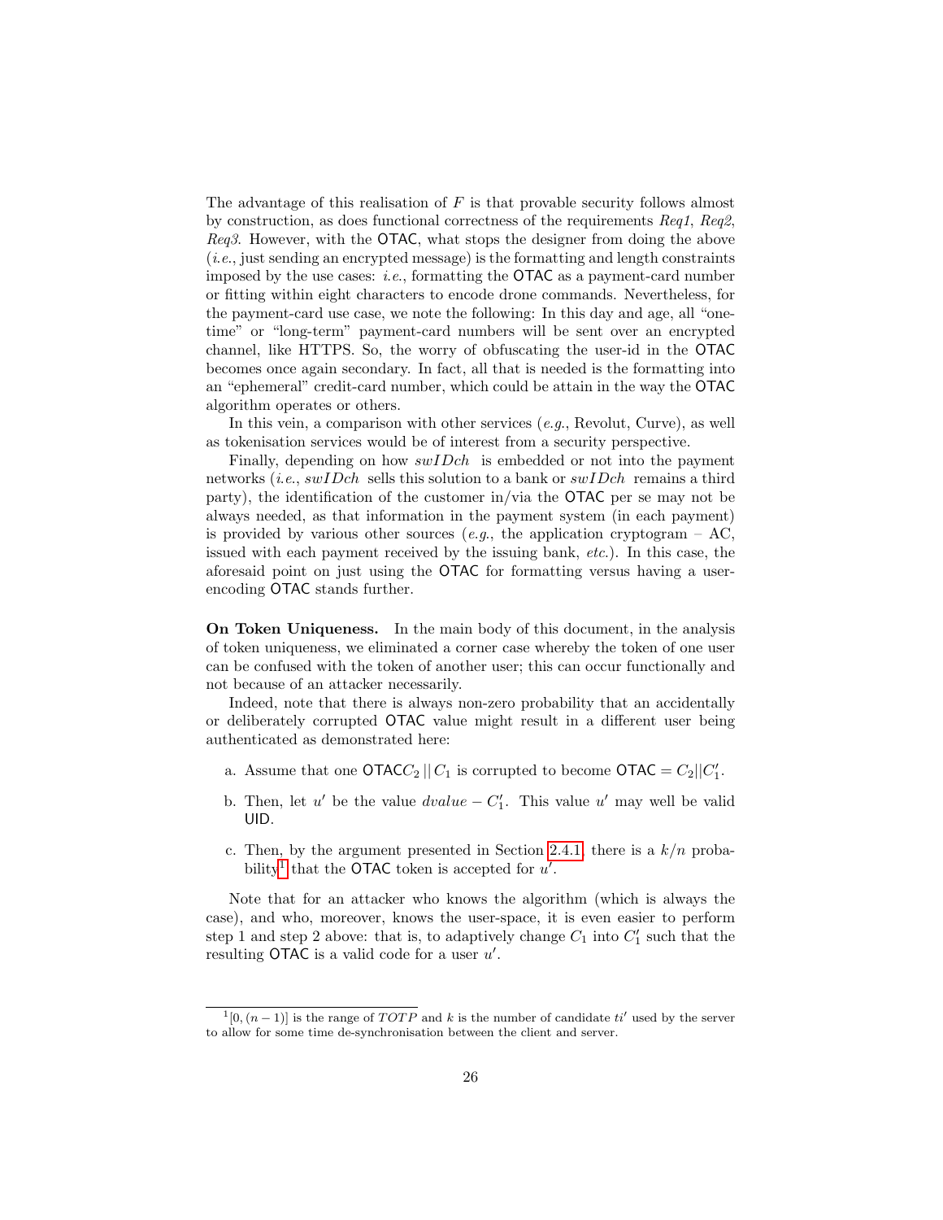The advantage of this realisation of $F$ is that provable security follows almost by construction, as does functional correctness of the requirements *Req1*, *Req2*, *Req3*. However, with the OTAC, what stops the designer from doing the above (*i.e.*, just sending an encrypted message) is the formatting and length constraints imposed by the use cases: *i.e.*, formatting the OTAC as a payment-card number or fitting within eight characters to encode drone commands. Nevertheless, for the payment-card use case, we note the following: In this day and age, all "one-time" or "long-term" payment-card numbers will be sent over an encrypted channel, like HTTPS. So, the worry of obfuscating the user-id in the OTAC becomes once again secondary. In fact, all that is needed is the formatting into an "ephemeral" credit-card number, which could be attain in the way the OTAC algorithm operates or others.

In this vein, a comparison with other services (*e.g.*, Revolut, Curve), as well as tokenisation services would be of interest from a security perspective.

Finally, depending on how $swIDch$ is embedded or not into the payment networks (*i.e.*, $swIDch$ sells this solution to a bank or $swIDch$ remains a third party), the identification of the customer in/via the OTAC per se may not be always needed, as that information in the payment system (in each payment) is provided by various other sources (*e.g.*, the application cryptogram – AC, issued with each payment received by the issuing bank, *etc.*). In this case, the aforesaid point on just using the OTAC for formatting versus having a user-encoding OTAC stands further.

**On Token Uniqueness.** In the main body of this document, in the analysis of token uniqueness, we eliminated a corner case whereby the token of one user can be confused with the token of another user; this can occur functionally and not because of an attacker necessarily.

Indeed, note that there is always non-zero probability that an accidentally or deliberately corrupted OTAC value might result in a different user being authenticated as demonstrated here:

a. Assume that one OTAC$C_2 \,||\, C_1$ is corrupted to become OTAC $= C_2 || C_1'$.

b. Then, let $u'$ be the value $dvalue - C_1'$. This value $u'$ may well be valid UID.

c. Then, by the argument presented in Section 2.4.1, there is a $k/n$ probability[1] that the OTAC token is accepted for $u'$.

Note that for an attacker who knows the algorithm (which is always the case), and who, moreover, knows the user-space, it is even easier to perform step 1 and step 2 above: that is, to adaptively change $C_1$ into $C_1'$ such that the resulting OTAC is a valid code for a user $u'$.

[1] $[0, (n-1)]$ is the range of $TOTP$ and $k$ is the number of candidate $ti'$ used by the server to allow for some time de-synchronisation between the client and server.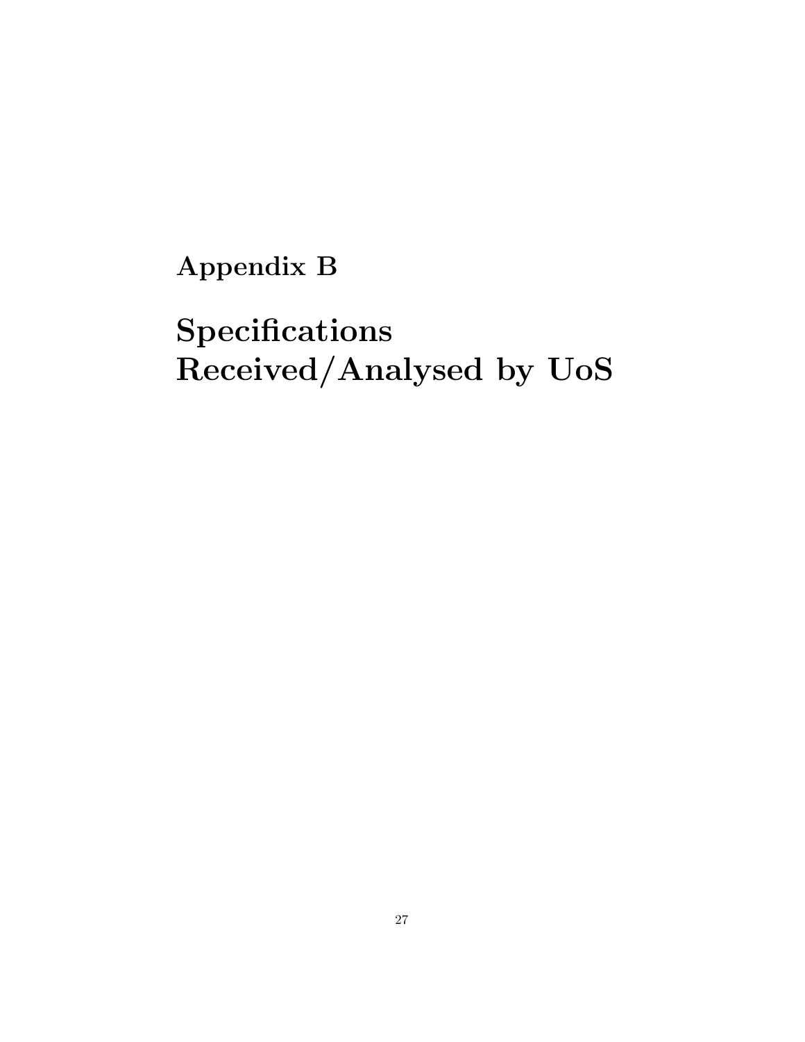# Appendix B

# Specifications Received/Analysed by UoS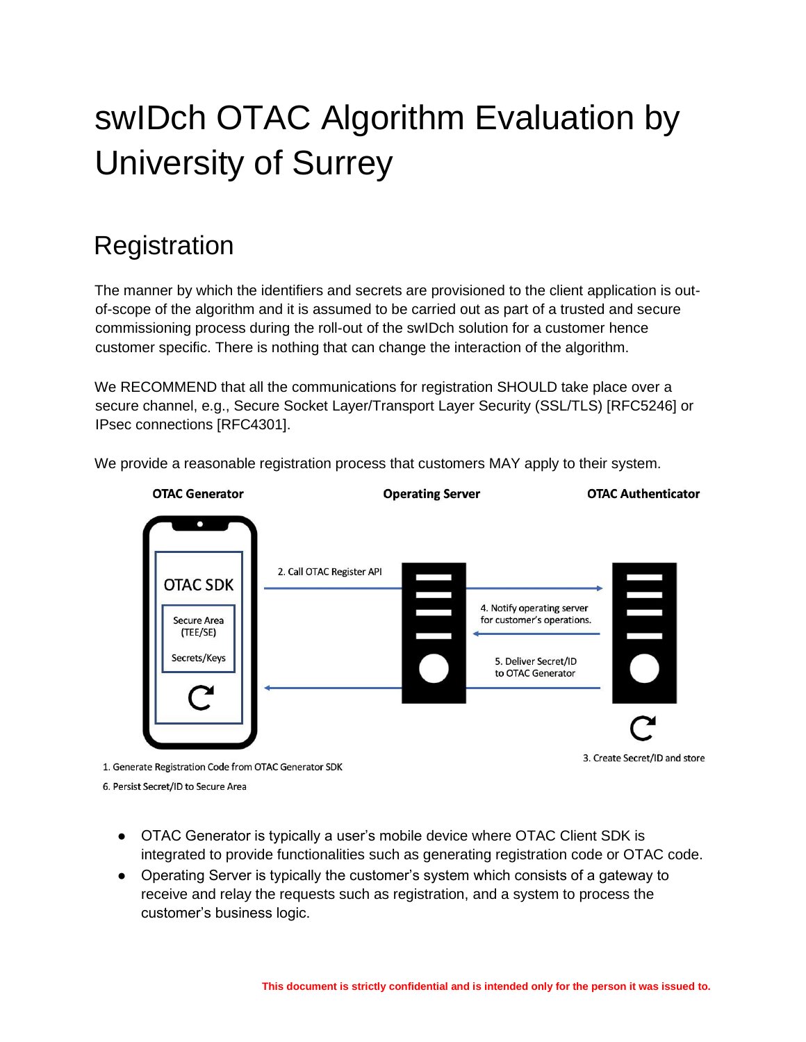# swIDch OTAC Algorithm Evaluation by University of Surrey

## Registration

The manner by which the identifiers and secrets are provisioned to the client application is out-of-scope of the algorithm and it is assumed to be carried out as part of a trusted and secure commissioning process during the roll-out of the swIDch solution for a customer hence customer specific. There is nothing that can change the interaction of the algorithm.

We RECOMMEND that all the communications for registration SHOULD take place over a secure channel, e.g., Secure Socket Layer/Transport Layer Security (SSL/TLS) [RFC5246] or IPsec connections [RFC4301].

We provide a reasonable registration process that customers MAY apply to their system.

**OTAC Generator** **Operating Server** **OTAC Authenticator**

OTAC SDK

Secure Area (TEE/SE)

Secrets/Keys

2. Call OTAC Register API

4. Notify operating server for customer's operations.

5. Deliver Secret/ID to OTAC Generator

3. Create Secret/ID and store

1. Generate Registration Code from OTAC Generator SDK

6. Persist Secret/ID to Secure Area

- OTAC Generator is typically a user's mobile device where OTAC Client SDK is integrated to provide functionalities such as generating registration code or OTAC code.
- Operating Server is typically the customer's system which consists of a gateway to receive and relay the requests such as registration, and a system to process the customer's business logic.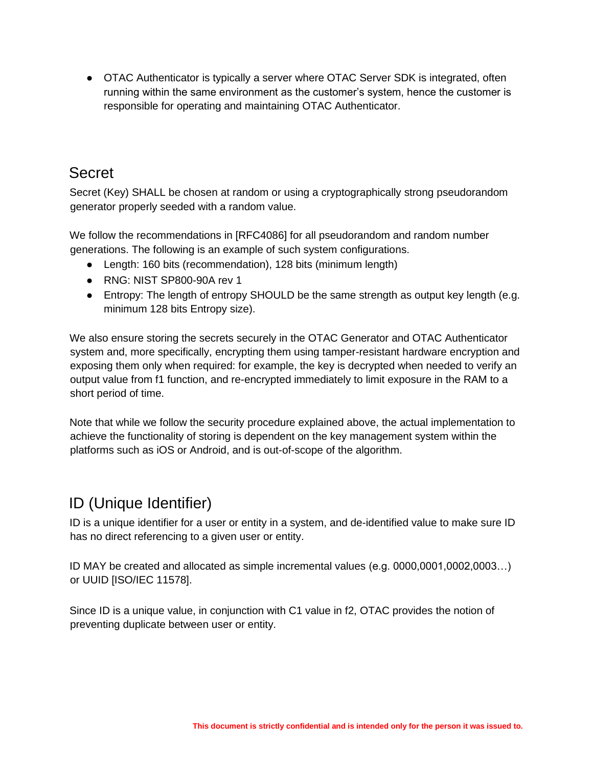- OTAC Authenticator is typically a server where OTAC Server SDK is integrated, often running within the same environment as the customer's system, hence the customer is responsible for operating and maintaining OTAC Authenticator.

## Secret

Secret (Key) SHALL be chosen at random or using a cryptographically strong pseudorandom generator properly seeded with a random value.

We follow the recommendations in [RFC4086] for all pseudorandom and random number generations. The following is an example of such system configurations.

- Length: 160 bits (recommendation), 128 bits (minimum length)
- RNG: NIST SP800-90A rev 1
- Entropy: The length of entropy SHOULD be the same strength as output key length (e.g. minimum 128 bits Entropy size).

We also ensure storing the secrets securely in the OTAC Generator and OTAC Authenticator system and, more specifically, encrypting them using tamper-resistant hardware encryption and exposing them only when required: for example, the key is decrypted when needed to verify an output value from f1 function, and re-encrypted immediately to limit exposure in the RAM to a short period of time.

Note that while we follow the security procedure explained above, the actual implementation to achieve the functionality of storing is dependent on the key management system within the platforms such as iOS or Android, and is out-of-scope of the algorithm.

## ID (Unique Identifier)

ID is a unique identifier for a user or entity in a system, and de-identified value to make sure ID has no direct referencing to a given user or entity.

ID MAY be created and allocated as simple incremental values (e.g. 0000,0001,0002,0003…) or UUID [ISO/IEC 11578].

Since ID is a unique value, in conjunction with C1 value in f2, OTAC provides the notion of preventing duplicate between user or entity.

**This document is strictly confidential and is intended only for the person it was issued to.**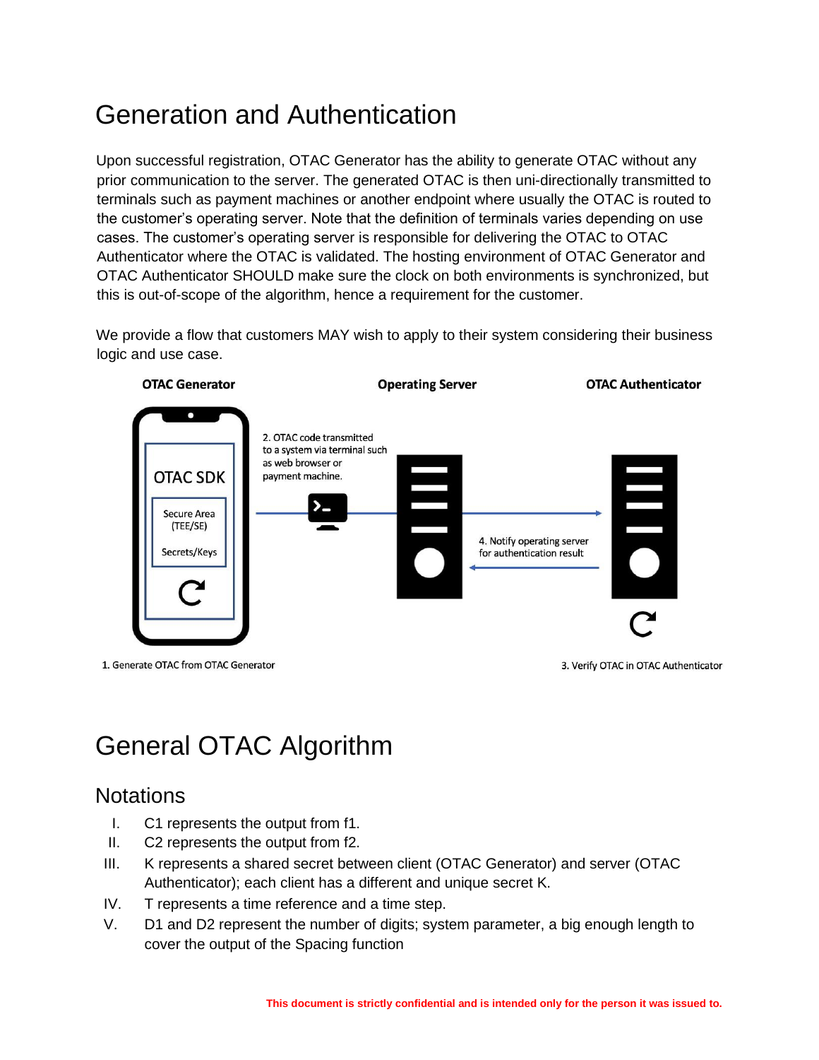# Generation and Authentication

Upon successful registration, OTAC Generator has the ability to generate OTAC without any prior communication to the server. The generated OTAC is then uni-directionally transmitted to terminals such as payment machines or another endpoint where usually the OTAC is routed to the customer's operating server. Note that the definition of terminals varies depending on use cases. The customer's operating server is responsible for delivering the OTAC to OTAC Authenticator where the OTAC is validated. The hosting environment of OTAC Generator and OTAC Authenticator SHOULD make sure the clock on both environments is synchronized, but this is out-of-scope of the algorithm, hence a requirement for the customer.

We provide a flow that customers MAY wish to apply to their system considering their business logic and use case.

**OTAC Generator** **Operating Server** **OTAC Authenticator**

OTAC SDK

Secure Area (TEE/SE)

Secrets/Keys

2. OTAC code transmitted to a system via terminal such as web browser or payment machine.

4. Notify operating server for authentication result

1. Generate OTAC from OTAC Generator

3. Verify OTAC in OTAC Authenticator

# General OTAC Algorithm

## Notations

I. C1 represents the output from f1.
II. C2 represents the output from f2.
III. K represents a shared secret between client (OTAC Generator) and server (OTAC Authenticator); each client has a different and unique secret K.
IV. T represents a time reference and a time step.
V. D1 and D2 represent the number of digits; system parameter, a big enough length to cover the output of the Spacing function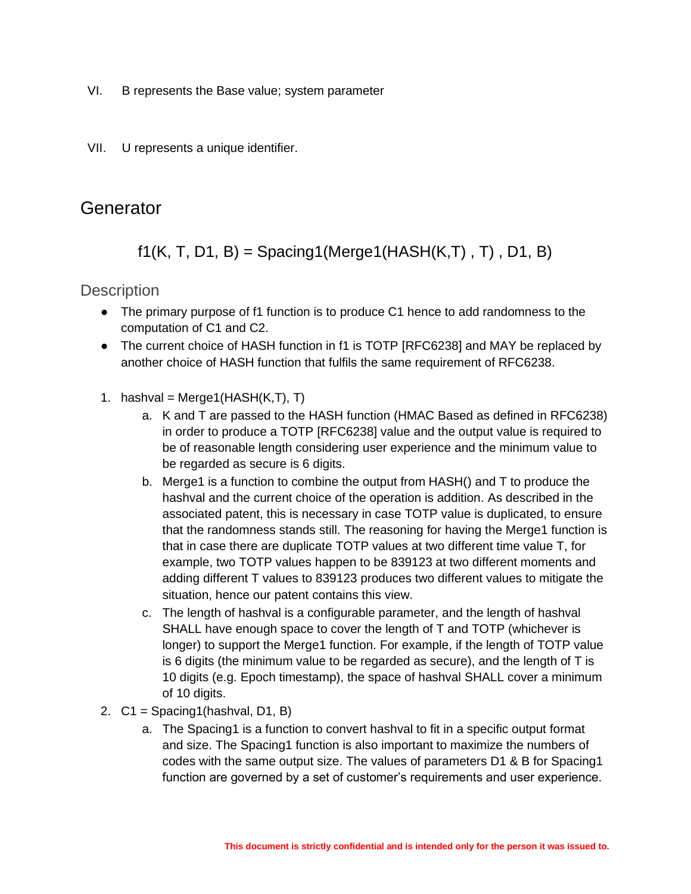VI. B represents the Base value; system parameter

VII. U represents a unique identifier.

## Generator

$$f1(K, T, D1, B) = Spacing1(Merge1(HASH(K,T), T), D1, B)$$

### Description

- The primary purpose of f1 function is to produce C1 hence to add randomness to the computation of C1 and C2.
- The current choice of HASH function in f1 is TOTP [RFC6238] and MAY be replaced by another choice of HASH function that fulfils the same requirement of RFC6238.

1. hashval = Merge1(HASH(K,T), T)
   a. K and T are passed to the HASH function (HMAC Based as defined in RFC6238) in order to produce a TOTP [RFC6238] value and the output value is required to be of reasonable length considering user experience and the minimum value to be regarded as secure is 6 digits.
   b. Merge1 is a function to combine the output from HASH() and T to produce the hashval and the current choice of the operation is addition. As described in the associated patent, this is necessary in case TOTP value is duplicated, to ensure that the randomness stands still. The reasoning for having the Merge1 function is that in case there are duplicate TOTP values at two different time value T, for example, two TOTP values happen to be 839123 at two different moments and adding different T values to 839123 produces two different values to mitigate the situation, hence our patent contains this view.
   c. The length of hashval is a configurable parameter, and the length of hashval SHALL have enough space to cover the length of T and TOTP (whichever is longer) to support the Merge1 function. For example, if the length of TOTP value is 6 digits (the minimum value to be regarded as secure), and the length of T is 10 digits (e.g. Epoch timestamp), the space of hashval SHALL cover a minimum of 10 digits.
2. C1 = Spacing1(hashval, D1, B)
   a. The Spacing1 is a function to convert hashval to fit in a specific output format and size. The Spacing1 function is also important to maximize the numbers of codes with the same output size. The values of parameters D1 & B for Spacing1 function are governed by a set of customer's requirements and user experience.

**This document is strictly confidential and is intended only for the person it was issued to.**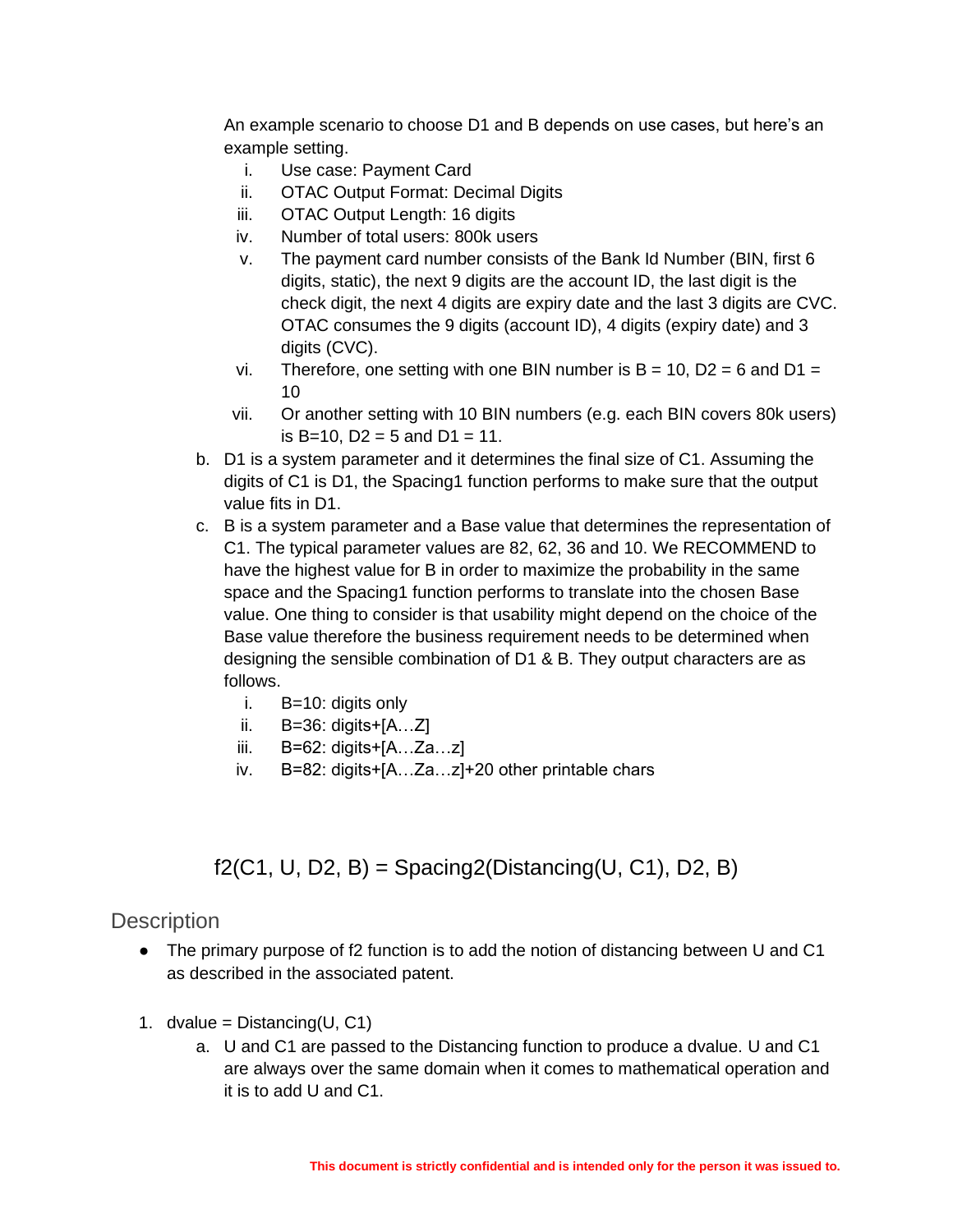An example scenario to choose D1 and B depends on use cases, but here's an example setting.

  i. Use case: Payment Card
  ii. OTAC Output Format: Decimal Digits
  iii. OTAC Output Length: 16 digits
  iv. Number of total users: 800k users
  v. The payment card number consists of the Bank Id Number (BIN, first 6 digits, static), the next 9 digits are the account ID, the last digit is the check digit, the next 4 digits are expiry date and the last 3 digits are CVC. OTAC consumes the 9 digits (account ID), 4 digits (expiry date) and 3 digits (CVC).
  vi. Therefore, one setting with one BIN number is B = 10, D2 = 6 and D1 = 10
  vii. Or another setting with 10 BIN numbers (e.g. each BIN covers 80k users) is B=10, D2 = 5 and D1 = 11.

b. D1 is a system parameter and it determines the final size of C1. Assuming the digits of C1 is D1, the Spacing1 function performs to make sure that the output value fits in D1.

c. B is a system parameter and a Base value that determines the representation of C1. The typical parameter values are 82, 62, 36 and 10. We RECOMMEND to have the highest value for B in order to maximize the probability in the same space and the Spacing1 function performs to translate into the chosen Base value. One thing to consider is that usability might depend on the choice of the Base value therefore the business requirement needs to be determined when designing the sensible combination of D1 & B. They output characters are as follows.

  i. B=10: digits only
  ii. B=36: digits+[A…Z]
  iii. B=62: digits+[A…Za…z]
  iv. B=82: digits+[A…Za…z]+20 other printable chars

$$f2(C1, U, D2, B) = Spacing2(Distancing(U, C1), D2, B)$$

## Description

- The primary purpose of f2 function is to add the notion of distancing between U and C1 as described in the associated patent.

1. dvalue = Distancing(U, C1)
   a. U and C1 are passed to the Distancing function to produce a dvalue. U and C1 are always over the same domain when it comes to mathematical operation and it is to add U and C1.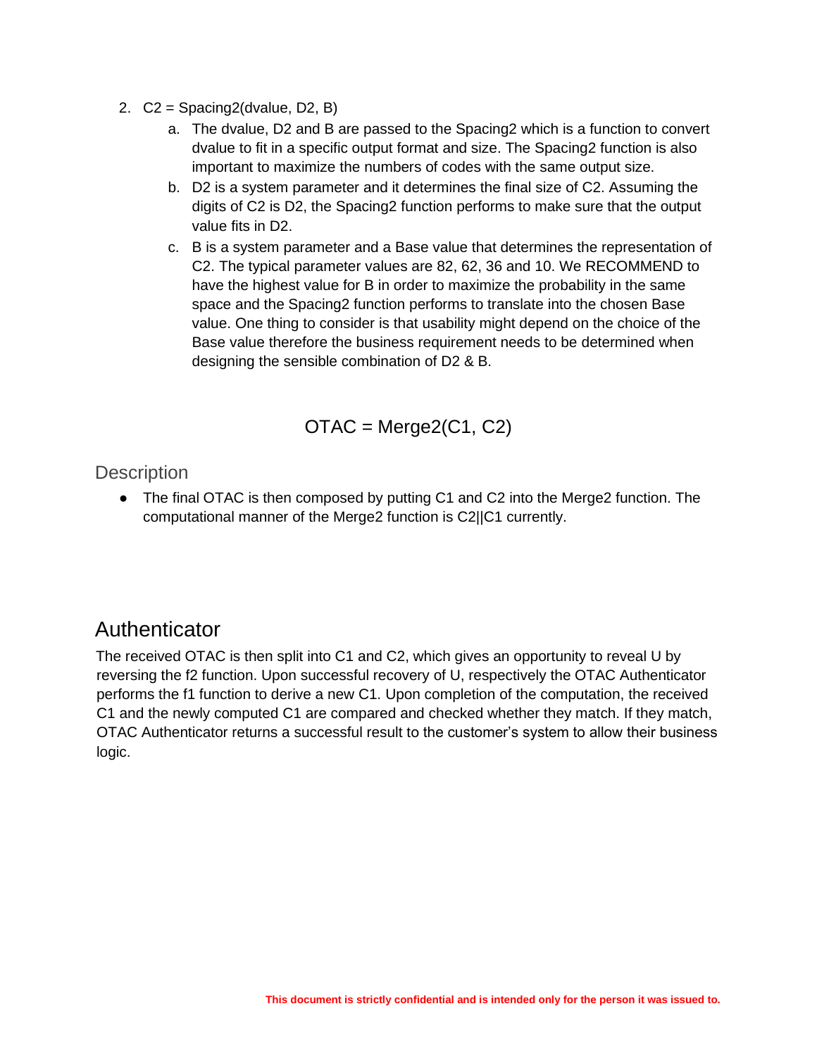2. C2 = Spacing2(dvalue, D2, B)
    a. The dvalue, D2 and B are passed to the Spacing2 which is a function to convert dvalue to fit in a specific output format and size. The Spacing2 function is also important to maximize the numbers of codes with the same output size.
    b. D2 is a system parameter and it determines the final size of C2. Assuming the digits of C2 is D2, the Spacing2 function performs to make sure that the output value fits in D2.
    c. B is a system parameter and a Base value that determines the representation of C2. The typical parameter values are 82, 62, 36 and 10. We RECOMMEND to have the highest value for B in order to maximize the probability in the same space and the Spacing2 function performs to translate into the chosen Base value. One thing to consider is that usability might depend on the choice of the Base value therefore the business requirement needs to be determined when designing the sensible combination of D2 & B.

$$OTAC = Merge2(C1, C2)$$

### Description

- The final OTAC is then composed by putting C1 and C2 into the Merge2 function. The computational manner of the Merge2 function is C2||C1 currently.

## Authenticator

The received OTAC is then split into C1 and C2, which gives an opportunity to reveal U by reversing the f2 function. Upon successful recovery of U, respectively the OTAC Authenticator performs the f1 function to derive a new C1. Upon completion of the computation, the received C1 and the newly computed C1 are compared and checked whether they match. If they match, OTAC Authenticator returns a successful result to the customer's system to allow their business logic.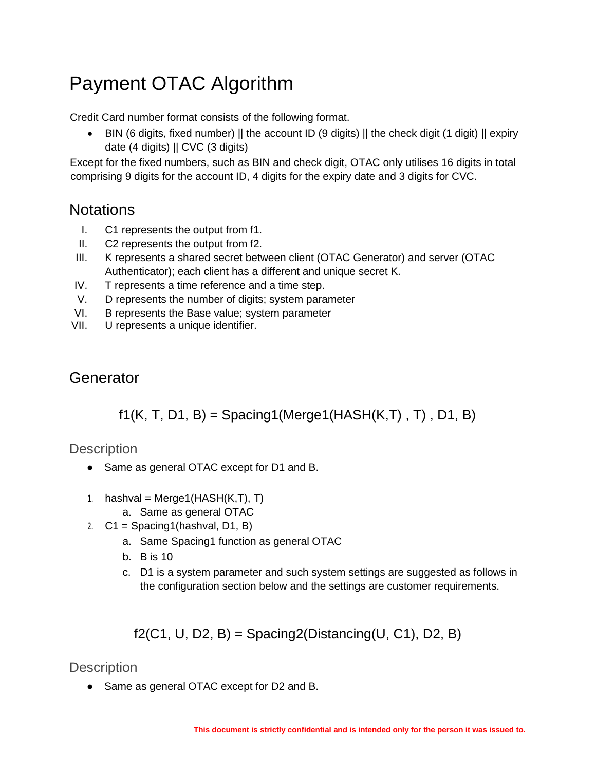# Payment OTAC Algorithm

Credit Card number format consists of the following format.

- BIN (6 digits, fixed number) || the account ID (9 digits) || the check digit (1 digit) || expiry date (4 digits) || CVC (3 digits)

Except for the fixed numbers, such as BIN and check digit, OTAC only utilises 16 digits in total comprising 9 digits for the account ID, 4 digits for the expiry date and 3 digits for CVC.

## Notations

I. C1 represents the output from f1.
II. C2 represents the output from f2.
III. K represents a shared secret between client (OTAC Generator) and server (OTAC Authenticator); each client has a different and unique secret K.
IV. T represents a time reference and a time step.
V. D represents the number of digits; system parameter
VI. B represents the Base value; system parameter
VII. U represents a unique identifier.

## Generator

$$f1(K, T, D1, B) = Spacing1(Merge1(HASH(K,T), T), D1, B)$$

### Description

- Same as general OTAC except for D1 and B.

1. hashval = Merge1(HASH(K,T), T)
   a. Same as general OTAC
2. C1 = Spacing1(hashval, D1, B)
   a. Same Spacing1 function as general OTAC
   b. B is 10
   c. D1 is a system parameter and such system settings are suggested as follows in the configuration section below and the settings are customer requirements.

$$f2(C1, U, D2, B) = Spacing2(Distancing(U, C1), D2, B)$$

### Description

- Same as general OTAC except for D2 and B.

**This document is strictly confidential and is intended only for the person it was issued to.**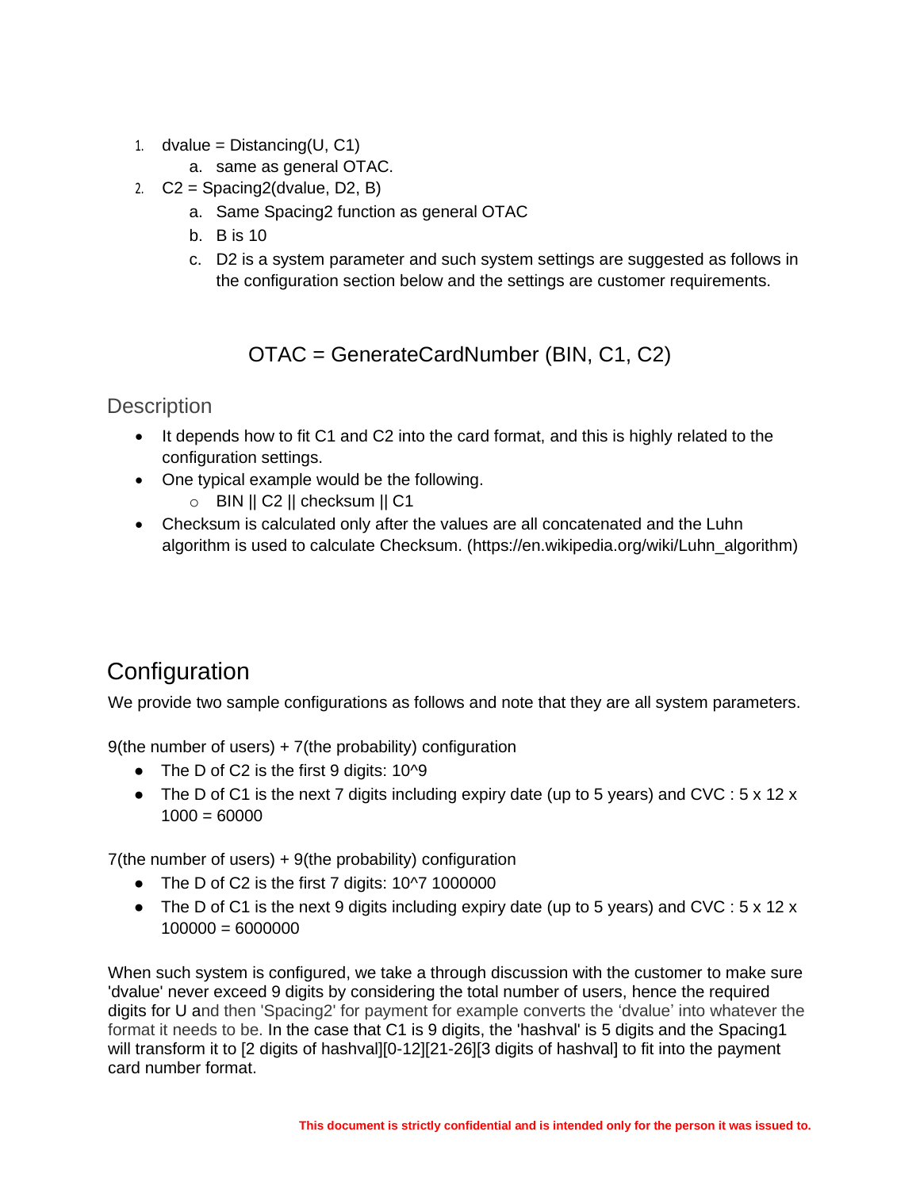1. dvalue = Distancing(U, C1)
    a. same as general OTAC.
2. C2 = Spacing2(dvalue, D2, B)
    a. Same Spacing2 function as general OTAC
    b. B is 10
    c. D2 is a system parameter and such system settings are suggested as follows in the configuration section below and the settings are customer requirements.

OTAC = GenerateCardNumber (BIN, C1, C2)

### Description

- It depends how to fit C1 and C2 into the card format, and this is highly related to the configuration settings.
- One typical example would be the following.
    - BIN || C2 || checksum || C1
- Checksum is calculated only after the values are all concatenated and the Luhn algorithm is used to calculate Checksum. (https://en.wikipedia.org/wiki/Luhn_algorithm)

## Configuration

We provide two sample configurations as follows and note that they are all system parameters.

9(the number of users) + 7(the probability) configuration

- The D of C2 is the first 9 digits: 10^9
- The D of C1 is the next 7 digits including expiry date (up to 5 years) and CVC : 5 x 12 x 1000 = 60000

7(the number of users) + 9(the probability) configuration

- The D of C2 is the first 7 digits: 10^7 1000000
- The D of C1 is the next 9 digits including expiry date (up to 5 years) and CVC : 5 x 12 x 100000 = 6000000

When such system is configured, we take a through discussion with the customer to make sure 'dvalue' never exceed 9 digits by considering the total number of users, hence the required digits for U and then 'Spacing2' for payment for example converts the 'dvalue' into whatever the format it needs to be. In the case that C1 is 9 digits, the 'hashval' is 5 digits and the Spacing1 will transform it to [2 digits of hashval][0-12][21-26][3 digits of hashval] to fit into the payment card number format.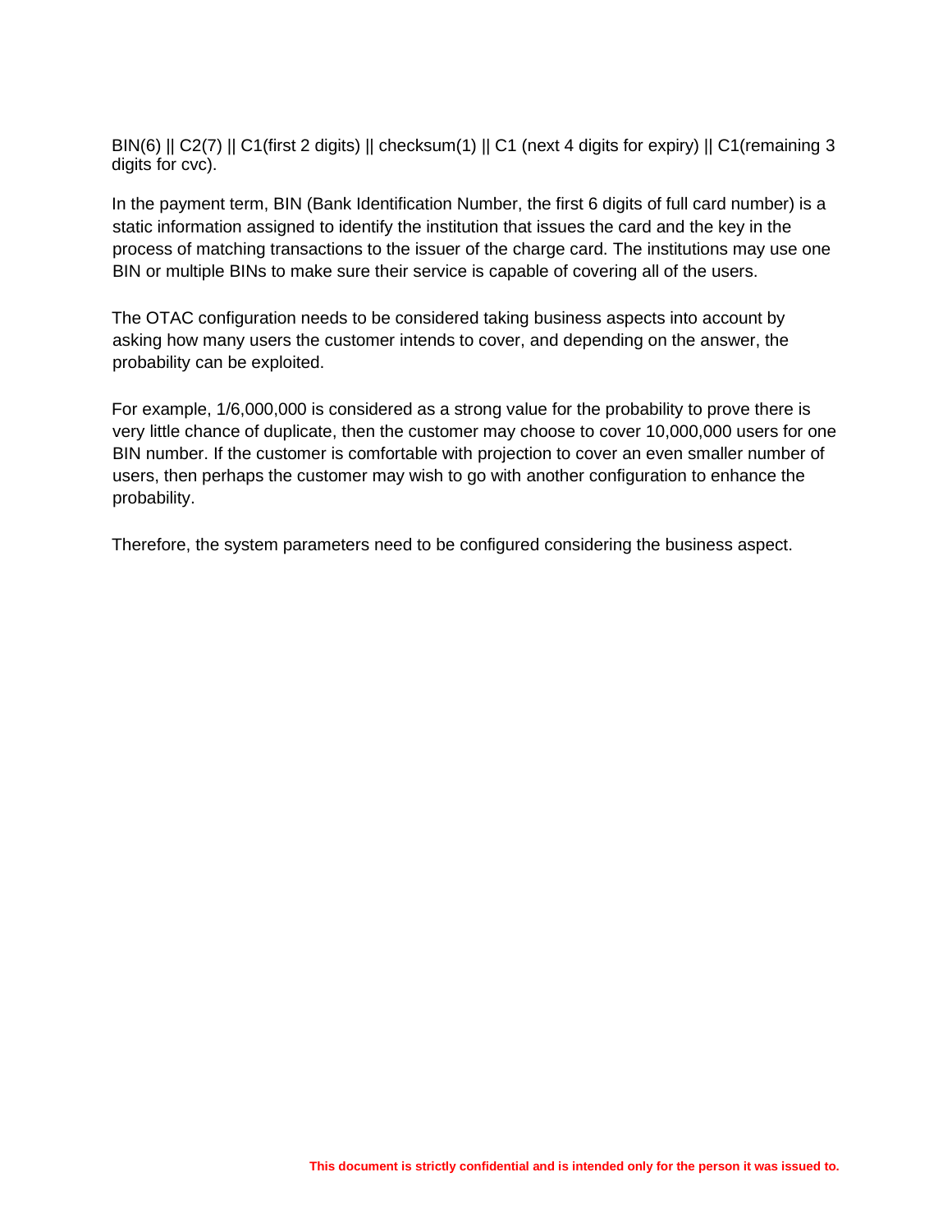BIN(6) || C2(7) || C1(first 2 digits) || checksum(1) || C1 (next 4 digits for expiry) || C1(remaining 3 digits for cvc).

In the payment term, BIN (Bank Identification Number, the first 6 digits of full card number) is a static information assigned to identify the institution that issues the card and the key in the process of matching transactions to the issuer of the charge card. The institutions may use one BIN or multiple BINs to make sure their service is capable of covering all of the users.

The OTAC configuration needs to be considered taking business aspects into account by asking how many users the customer intends to cover, and depending on the answer, the probability can be exploited.

For example, 1/6,000,000 is considered as a strong value for the probability to prove there is very little chance of duplicate, then the customer may choose to cover 10,000,000 users for one BIN number. If the customer is comfortable with projection to cover an even smaller number of users, then perhaps the customer may wish to go with another configuration to enhance the probability.

Therefore, the system parameters need to be configured considering the business aspect.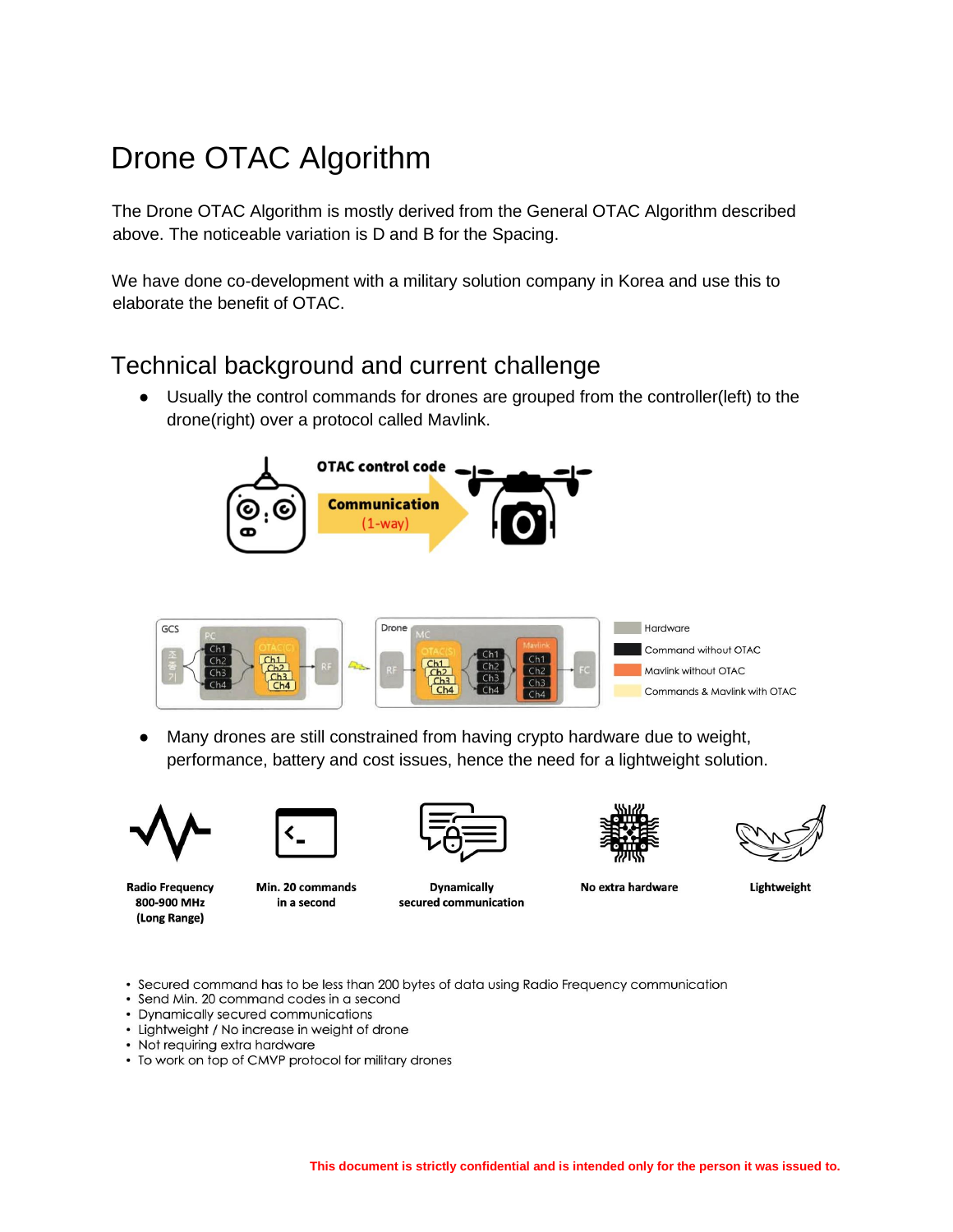# Drone OTAC Algorithm

The Drone OTAC Algorithm is mostly derived from the General OTAC Algorithm described above. The noticeable variation is D and B for the Spacing.

We have done co-development with a military solution company in Korea and use this to elaborate the benefit of OTAC.

## Technical background and current challenge

- Usually the control commands for drones are grouped from the controller(left) to the drone(right) over a protocol called Mavlink.

- Many drones are still constrained from having crypto hardware due to weight, performance, battery and cost issues, hence the need for a lightweight solution.

- Secured command has to be less than 200 bytes of data using Radio Frequency communication
- Send Min. 20 command codes in a second
- Dynamically secured communications
- Lightweight / No increase in weight of drone
- Not requiring extra hardware
- To work on top of CMVP protocol for military drones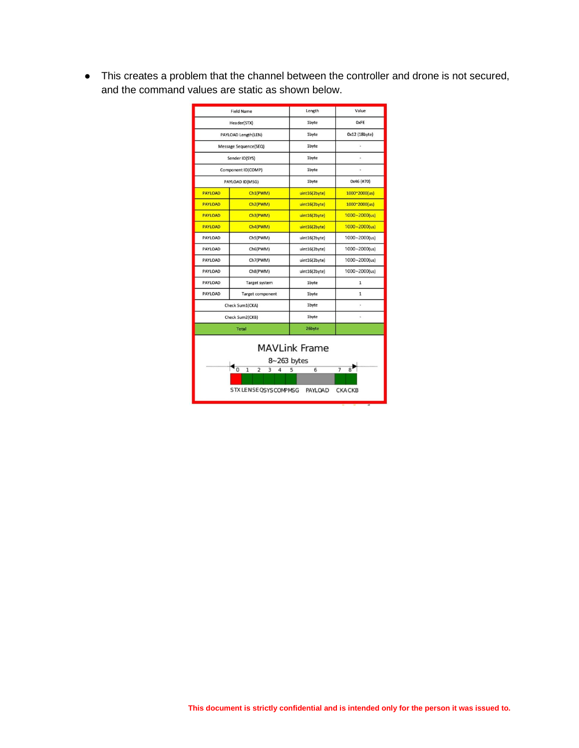- This creates a problem that the channel between the controller and drone is not secured, and the command values are static as shown below.

| Field Name | | Length | Value |
|---|---|---|---|
| Header(STX) | | 1byte | 0xFE |
| PAYLOAD Length(LEN) | | 1byte | 0x12 (18byte) |
| Message Sequence(SEQ) | | 1byte | - |
| Sender ID(SYS) | | 1byte | - |
| Component ID(COMP) | | 1byte | - |
| PAYLOAD ID(MSG) | | 1byte | 0x46 (#70) |
| PAYLOAD | Ch1(PWM) | uint16(2byte) | 1000~2000(us) |
| PAYLOAD | Ch2(PWM) | uint16(2byte) | 1000~2000(us) |
| PAYLOAD | Ch3(PWM) | uint16(2byte) | 1000~2000(us) |
| PAYLOAD | Ch4(PWM) | uint16(2byte) | 1000~2000(us) |
| PAYLOAD | Ch5(PWM) | uint16(2byte) | 1000~2000(us) |
| PAYLOAD | Ch6(PWM) | uint16(2byte) | 1000~2000(us) |
| PAYLOAD | Ch7(PWM) | uint16(2byte) | 1000~2000(us) |
| PAYLOAD | Ch8(PWM) | uint16(2byte) | 1000~2000(us) |
| PAYLOAD | Target system | 1byte | 1 |
| PAYLOAD | Target component | 1byte | 1 |
| Check Sum1(CKA) | | 1byte | - |
| Check Sum2(CKB) | | 1byte | - |
| Total | | 26byte | |

MAVLink Frame

8~263 bytes

| 0 | 1 | 2 | 3 | 4 | 5 | 6 | 7 | 8 |
|---|---|---|---|---|---|---|---|---|
| STX | LEN | SEQ | SYS | COMP | MSG | PAYLOAD | CKA | CKB |

This document is strictly confidential and is intended only for the person it was issued to.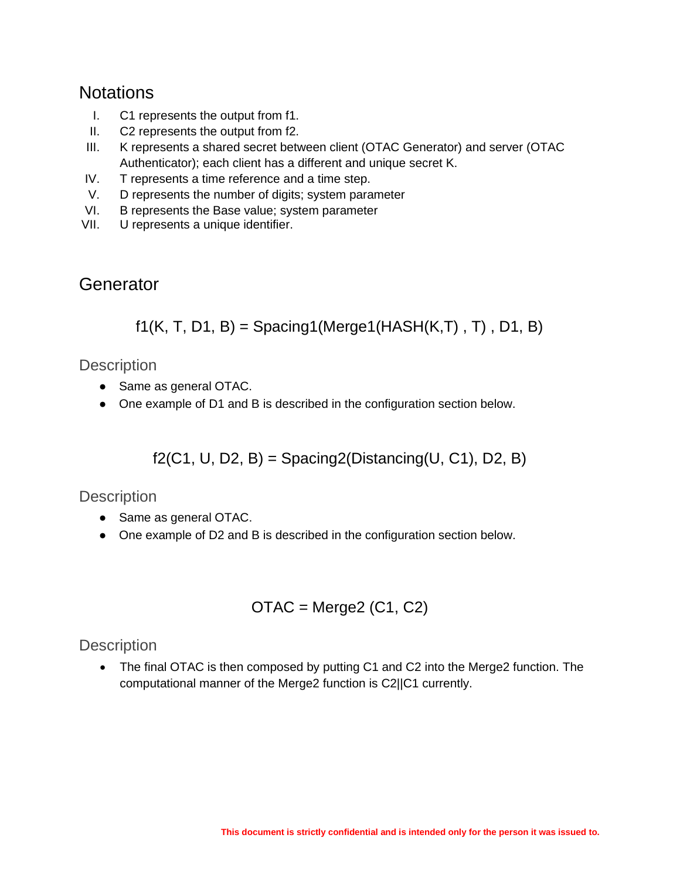## Notations

I. C1 represents the output from f1.
II. C2 represents the output from f2.
III. K represents a shared secret between client (OTAC Generator) and server (OTAC Authenticator); each client has a different and unique secret K.
IV. T represents a time reference and a time step.
V. D represents the number of digits; system parameter
VI. B represents the Base value; system parameter
VII. U represents a unique identifier.

## Generator

$$f1(K, T, D1, B) = Spacing1(Merge1(HASH(K,T), T), D1, B)$$

### Description

- Same as general OTAC.
- One example of D1 and B is described in the configuration section below.

$$f2(C1, U, D2, B) = Spacing2(Distancing(U, C1), D2, B)$$

### Description

- Same as general OTAC.
- One example of D2 and B is described in the configuration section below.

$$OTAC = Merge2(C1, C2)$$

### Description

- The final OTAC is then composed by putting C1 and C2 into the Merge2 function. The computational manner of the Merge2 function is C2||C1 currently.

This document is strictly confidential and is intended only for the person it was issued to.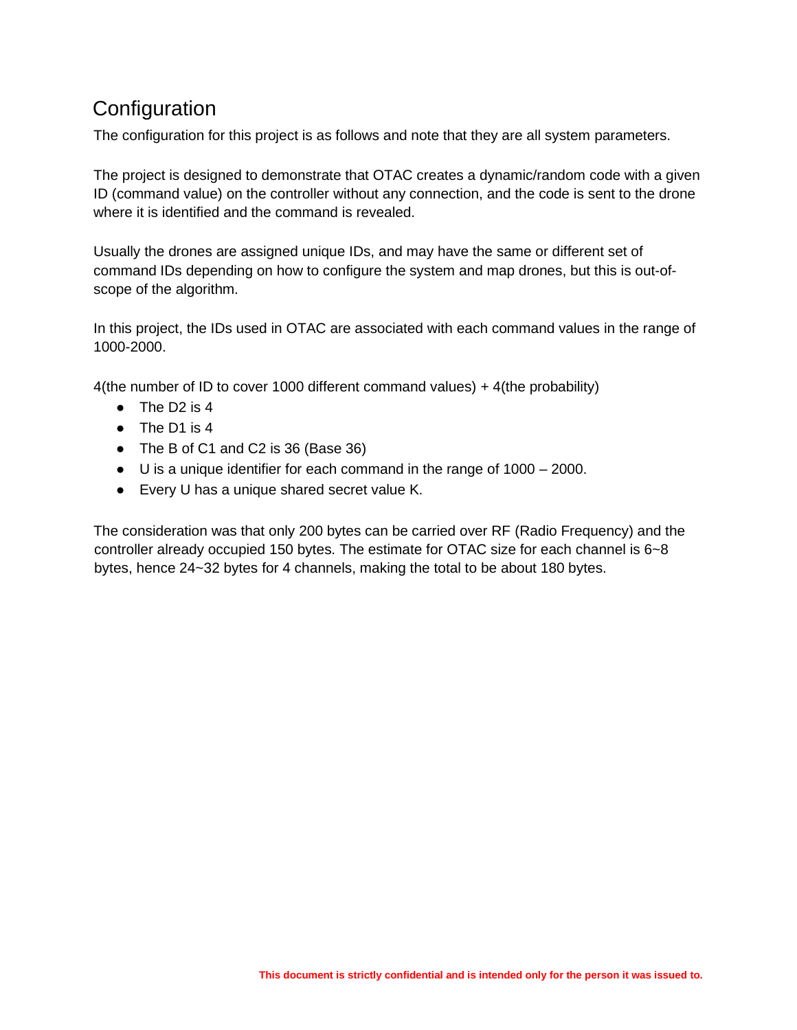## Configuration

The configuration for this project is as follows and note that they are all system parameters.

The project is designed to demonstrate that OTAC creates a dynamic/random code with a given ID (command value) on the controller without any connection, and the code is sent to the drone where it is identified and the command is revealed.

Usually the drones are assigned unique IDs, and may have the same or different set of command IDs depending on how to configure the system and map drones, but this is out-of-scope of the algorithm.

In this project, the IDs used in OTAC are associated with each command values in the range of 1000-2000.

4(the number of ID to cover 1000 different command values) + 4(the probability)

- The D2 is 4
- The D1 is 4
- The B of C1 and C2 is 36 (Base 36)
- U is a unique identifier for each command in the range of 1000 – 2000.
- Every U has a unique shared secret value K.

The consideration was that only 200 bytes can be carried over RF (Radio Frequency) and the controller already occupied 150 bytes. The estimate for OTAC size for each channel is 6~8 bytes, hence 24~32 bytes for 4 channels, making the total to be about 180 bytes.

**This document is strictly confidential and is intended only for the person it was issued to.**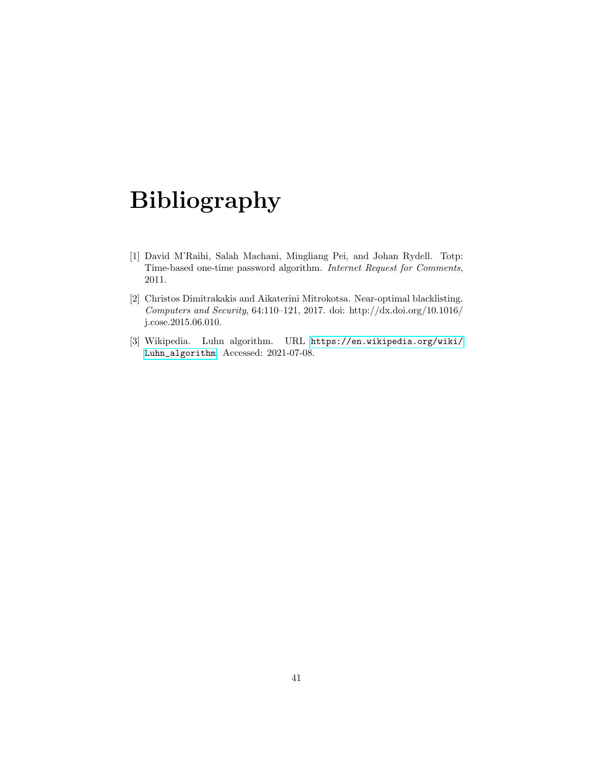# Bibliography

[1] David M'Raihi, Salah Machani, Mingliang Pei, and Johan Rydell. Totp: Time-based one-time password algorithm. *Internet Request for Comments*, 2011.

[2] Christos Dimitrakakis and Aikaterini Mitrokotsa. Near-optimal blacklisting. *Computers and Security*, 64:110–121, 2017. doi: http://dx.doi.org/10.1016/j.cose.2015.06.010.

[3] Wikipedia. Luhn algorithm. URL https://en.wikipedia.org/wiki/Luhn_algorithm. Accessed: 2021-07-08.